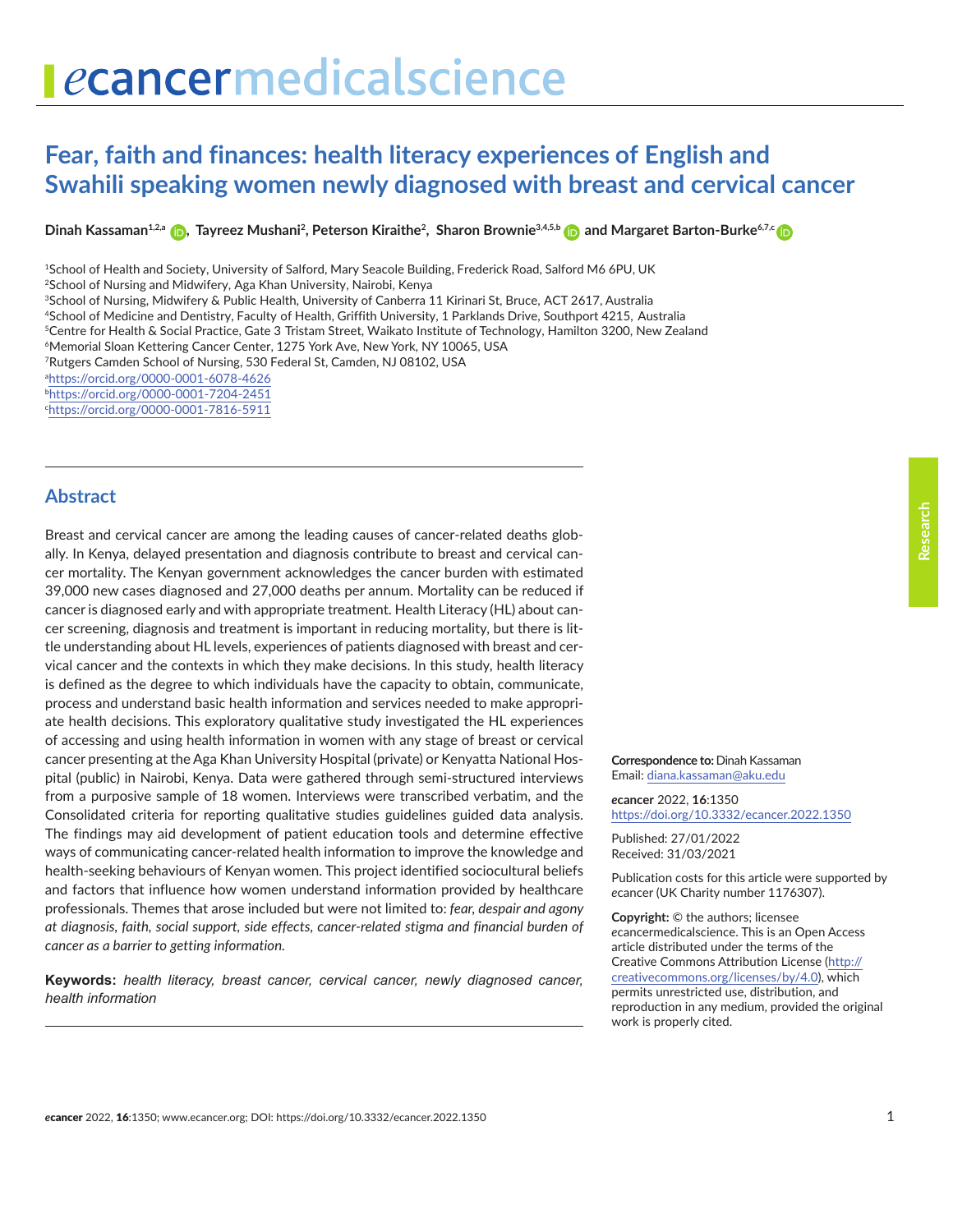# Fear, faith and finances: health literacy experiences of English and Swahili speaking women newly diagnosed with breast and cervical cancer

**Dinah Kassaman[1,2,a], Tayreez Mushani[2], Peterson Kiraithe[2], Sharon Brownie[3,4,5,b] and Margaret Barton-Burke[6,7,c]**

[1]School of Health and Society, University of Salford, Mary Seacole Building, Frederick Road, Salford M6 6PU, UK
[2]School of Nursing and Midwifery, Aga Khan University, Nairobi, Kenya
[3]School of Nursing, Midwifery & Public Health, University of Canberra 11 Kirinari St, Bruce, ACT 2617, Australia
[4]School of Medicine and Dentistry, Faculty of Health, Griffith University, 1 Parklands Drive, Southport 4215, Australia
[5]Centre for Health & Social Practice, Gate 3 Tristam Street, Waikato Institute of Technology, Hamilton 3200, New Zealand
[6]Memorial Sloan Kettering Cancer Center, 1275 York Ave, New York, NY 10065, USA
[7]Rutgers Camden School of Nursing, 530 Federal St, Camden, NJ 08102, USA
[a]https://orcid.org/0000-0001-6078-4626
[b]https://orcid.org/0000-0001-7204-2451
[c]https://orcid.org/0000-0001-7816-5911

## Abstract

Breast and cervical cancer are among the leading causes of cancer-related deaths globally. In Kenya, delayed presentation and diagnosis contribute to breast and cervical cancer mortality. The Kenyan government acknowledges the cancer burden with estimated 39,000 new cases diagnosed and 27,000 deaths per annum. Mortality can be reduced if cancer is diagnosed early and with appropriate treatment. Health Literacy (HL) about cancer screening, diagnosis and treatment is important in reducing mortality, but there is little understanding about HL levels, experiences of patients diagnosed with breast and cervical cancer and the contexts in which they make decisions. In this study, health literacy is defined as the degree to which individuals have the capacity to obtain, communicate, process and understand basic health information and services needed to make appropriate health decisions. This exploratory qualitative study investigated the HL experiences of accessing and using health information in women with any stage of breast or cervical cancer presenting at the Aga Khan University Hospital (private) or Kenyatta National Hospital (public) in Nairobi, Kenya. Data were gathered through semi-structured interviews from a purposive sample of 18 women. Interviews were transcribed verbatim, and the Consolidated criteria for reporting qualitative studies guidelines guided data analysis. The findings may aid development of patient education tools and determine effective ways of communicating cancer-related health information to improve the knowledge and health-seeking behaviours of Kenyan women. This project identified sociocultural beliefs and factors that influence how women understand information provided by healthcare professionals. Themes that arose included but were not limited to: *fear, despair and agony at diagnosis, faith, social support, side effects, cancer-related stigma and financial burden of cancer as a barrier to getting information.*

**Keywords:** *health literacy, breast cancer, cervical cancer, newly diagnosed cancer, health information*

**Correspondence to:** Dinah Kassaman
Email: diana.kassaman@aku.edu

*e*cancer 2022, **16**:1350
https://doi.org/10.3332/ecancer.2022.1350

Published: 27/01/2022
Received: 31/03/2021

Publication costs for this article were supported by *e*cancer (UK Charity number 1176307).

**Copyright:** © the authors; licensee *e*cancermedicalscience. This is an Open Access article distributed under the terms of the Creative Commons Attribution License (http://creativecommons.org/licenses/by/4.0), which permits unrestricted use, distribution, and reproduction in any medium, provided the original work is properly cited.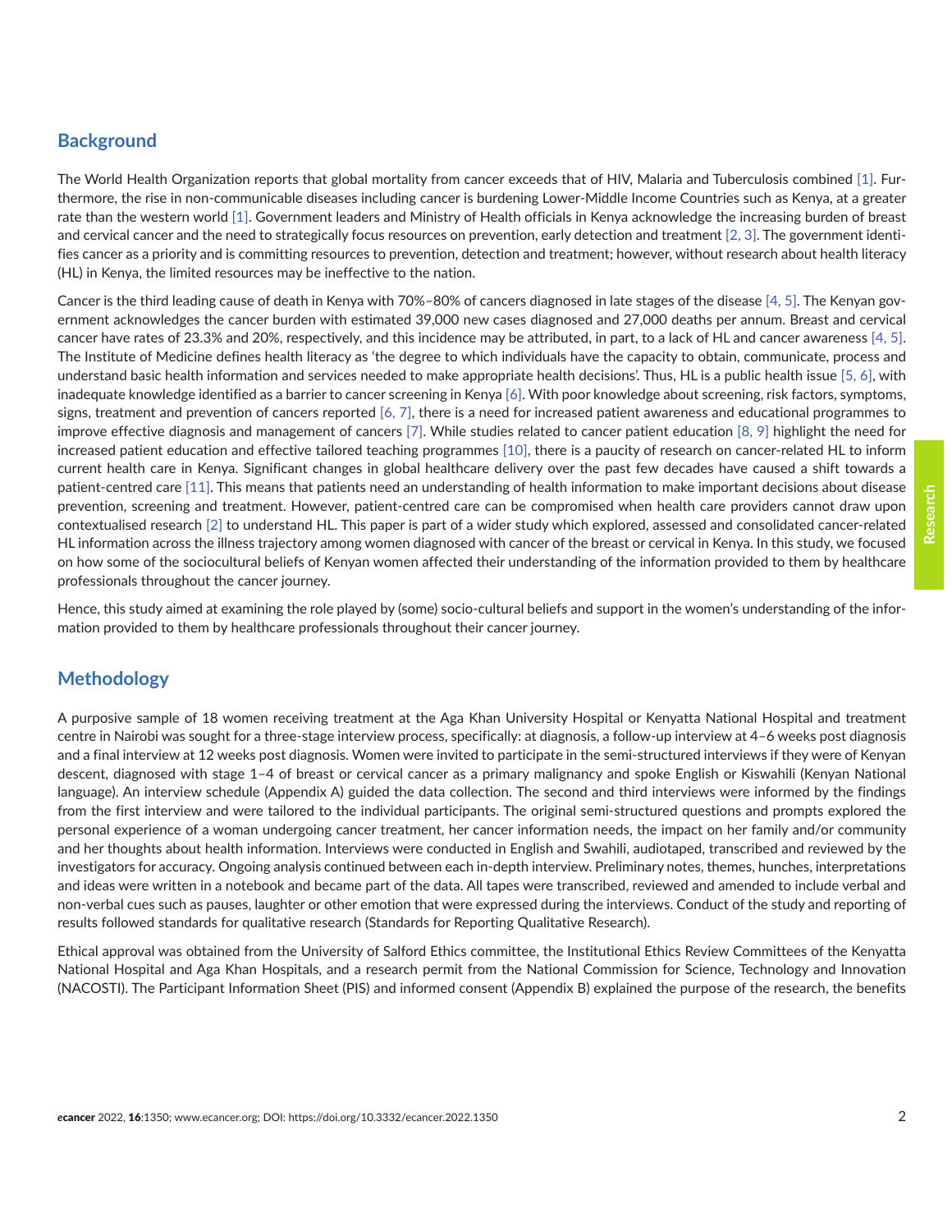## Background

The World Health Organization reports that global mortality from cancer exceeds that of HIV, Malaria and Tuberculosis combined [1]. Furthermore, the rise in non-communicable diseases including cancer is burdening Lower-Middle Income Countries such as Kenya, at a greater rate than the western world [1]. Government leaders and Ministry of Health officials in Kenya acknowledge the increasing burden of breast and cervical cancer and the need to strategically focus resources on prevention, early detection and treatment [2, 3]. The government identifies cancer as a priority and is committing resources to prevention, detection and treatment; however, without research about health literacy (HL) in Kenya, the limited resources may be ineffective to the nation.

Cancer is the third leading cause of death in Kenya with 70%–80% of cancers diagnosed in late stages of the disease [4, 5]. The Kenyan government acknowledges the cancer burden with estimated 39,000 new cases diagnosed and 27,000 deaths per annum. Breast and cervical cancer have rates of 23.3% and 20%, respectively, and this incidence may be attributed, in part, to a lack of HL and cancer awareness [4, 5]. The Institute of Medicine defines health literacy as 'the degree to which individuals have the capacity to obtain, communicate, process and understand basic health information and services needed to make appropriate health decisions'. Thus, HL is a public health issue [5, 6], with inadequate knowledge identified as a barrier to cancer screening in Kenya [6]. With poor knowledge about screening, risk factors, symptoms, signs, treatment and prevention of cancers reported [6, 7], there is a need for increased patient awareness and educational programmes to improve effective diagnosis and management of cancers [7]. While studies related to cancer patient education [8, 9] highlight the need for increased patient education and effective tailored teaching programmes [10], there is a paucity of research on cancer-related HL to inform current health care in Kenya. Significant changes in global healthcare delivery over the past few decades have caused a shift towards a patient-centred care [11]. This means that patients need an understanding of health information to make important decisions about disease prevention, screening and treatment. However, patient-centred care can be compromised when health care providers cannot draw upon contextualised research [2] to understand HL. This paper is part of a wider study which explored, assessed and consolidated cancer-related HL information across the illness trajectory among women diagnosed with cancer of the breast or cervical in Kenya. In this study, we focused on how some of the sociocultural beliefs of Kenyan women affected their understanding of the information provided to them by healthcare professionals throughout the cancer journey.

Hence, this study aimed at examining the role played by (some) socio-cultural beliefs and support in the women's understanding of the information provided to them by healthcare professionals throughout their cancer journey.

## Methodology

A purposive sample of 18 women receiving treatment at the Aga Khan University Hospital or Kenyatta National Hospital and treatment centre in Nairobi was sought for a three-stage interview process, specifically: at diagnosis, a follow-up interview at 4–6 weeks post diagnosis and a final interview at 12 weeks post diagnosis. Women were invited to participate in the semi-structured interviews if they were of Kenyan descent, diagnosed with stage 1–4 of breast or cervical cancer as a primary malignancy and spoke English or Kiswahili (Kenyan National language). An interview schedule (Appendix A) guided the data collection. The second and third interviews were informed by the findings from the first interview and were tailored to the individual participants. The original semi-structured questions and prompts explored the personal experience of a woman undergoing cancer treatment, her cancer information needs, the impact on her family and/or community and her thoughts about health information. Interviews were conducted in English and Swahili, audiotaped, transcribed and reviewed by the investigators for accuracy. Ongoing analysis continued between each in-depth interview. Preliminary notes, themes, hunches, interpretations and ideas were written in a notebook and became part of the data. All tapes were transcribed, reviewed and amended to include verbal and non-verbal cues such as pauses, laughter or other emotion that were expressed during the interviews. Conduct of the study and reporting of results followed standards for qualitative research (Standards for Reporting Qualitative Research).

Ethical approval was obtained from the University of Salford Ethics committee, the Institutional Ethics Review Committees of the Kenyatta National Hospital and Aga Khan Hospitals, and a research permit from the National Commission for Science, Technology and Innovation (NACOSTI). The Participant Information Sheet (PIS) and informed consent (Appendix B) explained the purpose of the research, the benefits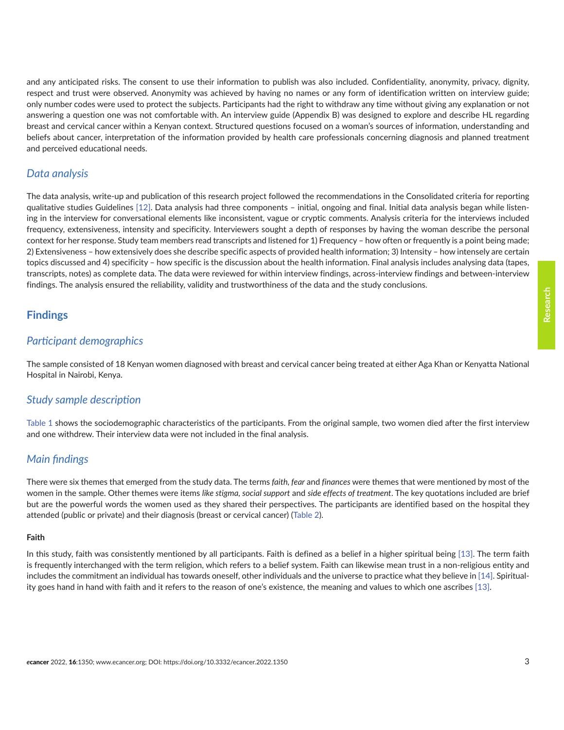and any anticipated risks. The consent to use their information to publish was also included. Confidentiality, anonymity, privacy, dignity, respect and trust were observed. Anonymity was achieved by having no names or any form of identification written on interview guide; only number codes were used to protect the subjects. Participants had the right to withdraw any time without giving any explanation or not answering a question one was not comfortable with. An interview guide (Appendix B) was designed to explore and describe HL regarding breast and cervical cancer within a Kenyan context. Structured questions focused on a woman's sources of information, understanding and beliefs about cancer, interpretation of the information provided by health care professionals concerning diagnosis and planned treatment and perceived educational needs.

### *Data analysis*

The data analysis, write-up and publication of this research project followed the recommendations in the Consolidated criteria for reporting qualitative studies Guidelines [12]. Data analysis had three components – initial, ongoing and final. Initial data analysis began while listening in the interview for conversational elements like inconsistent, vague or cryptic comments. Analysis criteria for the interviews included frequency, extensiveness, intensity and specificity. Interviewers sought a depth of responses by having the woman describe the personal context for her response. Study team members read transcripts and listened for 1) Frequency – how often or frequently is a point being made; 2) Extensiveness – how extensively does she describe specific aspects of provided health information; 3) Intensity – how intensely are certain topics discussed and 4) specificity – how specific is the discussion about the health information. Final analysis includes analysing data (tapes, transcripts, notes) as complete data. The data were reviewed for within interview findings, across-interview findings and between-interview findings. The analysis ensured the reliability, validity and trustworthiness of the data and the study conclusions.

## Findings

### *Participant demographics*

The sample consisted of 18 Kenyan women diagnosed with breast and cervical cancer being treated at either Aga Khan or Kenyatta National Hospital in Nairobi, Kenya.

### *Study sample description*

Table 1 shows the sociodemographic characteristics of the participants. From the original sample, two women died after the first interview and one withdrew. Their interview data were not included in the final analysis.

### *Main findings*

There were six themes that emerged from the study data. The terms *faith, fear* and *finances* were themes that were mentioned by most of the women in the sample. Other themes were items *like stigma, social support* and *side effects of treatment*. The key quotations included are brief but are the powerful words the women used as they shared their perspectives. The participants are identified based on the hospital they attended (public or private) and their diagnosis (breast or cervical cancer) (Table 2).

#### **Faith**

In this study, faith was consistently mentioned by all participants. Faith is defined as a belief in a higher spiritual being [13]. The term faith is frequently interchanged with the term religion, which refers to a belief system. Faith can likewise mean trust in a non-religious entity and includes the commitment an individual has towards oneself, other individuals and the universe to practice what they believe in [14]. Spirituality goes hand in hand with faith and it refers to the reason of one's existence, the meaning and values to which one ascribes [13].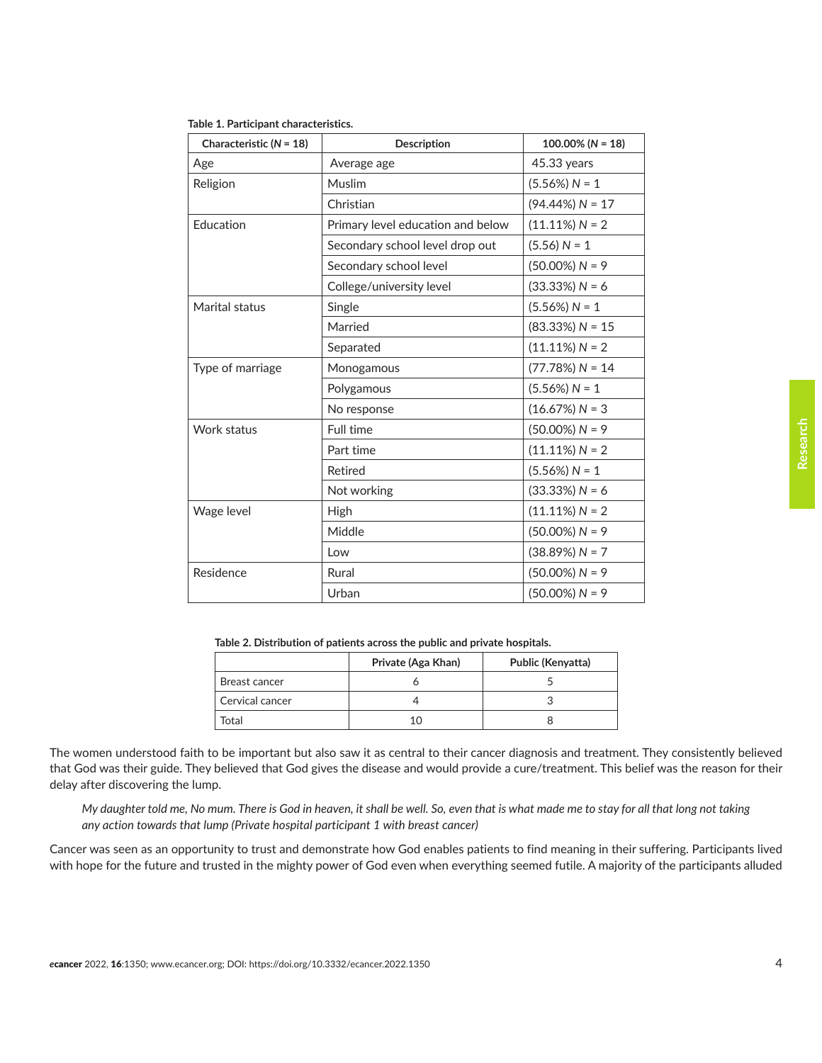**Table 1. Participant characteristics.**

| Characteristic (*N* = 18) | Description | 100.00% (*N* = 18) |
|---|---|---|
| Age | Average age | 45.33 years |
| Religion | Muslim | (5.56%) *N* = 1 |
| | Christian | (94.44%) *N* = 17 |
| Education | Primary level education and below | (11.11%) *N* = 2 |
| | Secondary school level drop out | (5.56) *N* = 1 |
| | Secondary school level | (50.00%) *N* = 9 |
| | College/university level | (33.33%) *N* = 6 |
| Marital status | Single | (5.56%) *N* = 1 |
| | Married | (83.33%) *N* = 15 |
| | Separated | (11.11%) *N* = 2 |
| Type of marriage | Monogamous | (77.78%) *N* = 14 |
| | Polygamous | (5.56%) *N* = 1 |
| | No response | (16.67%) *N* = 3 |
| Work status | Full time | (50.00%) *N* = 9 |
| | Part time | (11.11%) *N* = 2 |
| | Retired | (5.56%) *N* = 1 |
| | Not working | (33.33%) *N* = 6 |
| Wage level | High | (11.11%) *N* = 2 |
| | Middle | (50.00%) *N* = 9 |
| | Low | (38.89%) *N* = 7 |
| Residence | Rural | (50.00%) *N* = 9 |
| | Urban | (50.00%) *N* = 9 |

**Table 2. Distribution of patients across the public and private hospitals.**

| | Private (Aga Khan) | Public (Kenyatta) |
|---|---|---|
| Breast cancer | 6 | 5 |
| Cervical cancer | 4 | 3 |
| Total | 10 | 8 |

The women understood faith to be important but also saw it as central to their cancer diagnosis and treatment. They consistently believed that God was their guide. They believed that God gives the disease and would provide a cure/treatment. This belief was the reason for their delay after discovering the lump.

> *My daughter told me, No mum. There is God in heaven, it shall be well. So, even that is what made me to stay for all that long not taking any action towards that lump (Private hospital participant 1 with breast cancer)*

Cancer was seen as an opportunity to trust and demonstrate how God enables patients to find meaning in their suffering. Participants lived with hope for the future and trusted in the mighty power of God even when everything seemed futile. A majority of the participants alluded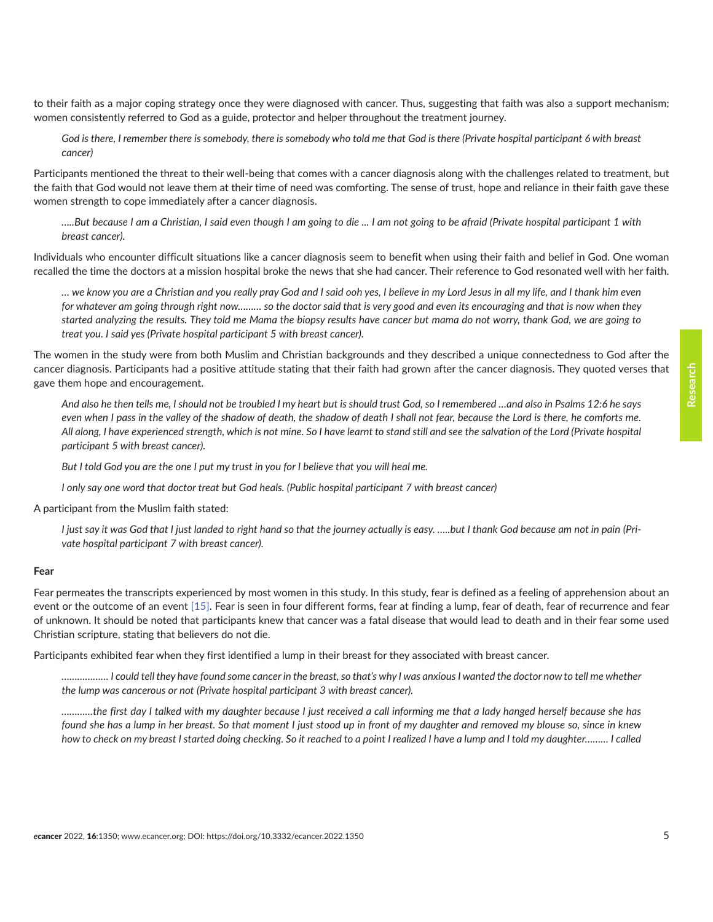to their faith as a major coping strategy once they were diagnosed with cancer. Thus, suggesting that faith was also a support mechanism; women consistently referred to God as a guide, protector and helper throughout the treatment journey.

> *God is there, I remember there is somebody, there is somebody who told me that God is there (Private hospital participant 6 with breast cancer)*

Participants mentioned the threat to their well-being that comes with a cancer diagnosis along with the challenges related to treatment, but the faith that God would not leave them at their time of need was comforting. The sense of trust, hope and reliance in their faith gave these women strength to cope immediately after a cancer diagnosis.

> *…..But because I am a Christian, I said even though I am going to die … I am not going to be afraid (Private hospital participant 1 with breast cancer).*

Individuals who encounter difficult situations like a cancer diagnosis seem to benefit when using their faith and belief in God. One woman recalled the time the doctors at a mission hospital broke the news that she had cancer. Their reference to God resonated well with her faith.

> *… we know you are a Christian and you really pray God and I said ooh yes, I believe in my Lord Jesus in all my life, and I thank him even for whatever am going through right now……… so the doctor said that is very good and even its encouraging and that is now when they started analyzing the results. They told me Mama the biopsy results have cancer but mama do not worry, thank God, we are going to treat you. I said yes (Private hospital participant 5 with breast cancer).*

The women in the study were from both Muslim and Christian backgrounds and they described a unique connectedness to God after the cancer diagnosis. Participants had a positive attitude stating that their faith had grown after the cancer diagnosis. They quoted verses that gave them hope and encouragement.

> *And also he then tells me, I should not be troubled I my heart but is should trust God, so I remembered …and also in Psalms 12:6 he says even when I pass in the valley of the shadow of death, the shadow of death I shall not fear, because the Lord is there, he comforts me. All along, I have experienced strength, which is not mine. So I have learnt to stand still and see the salvation of the Lord (Private hospital participant 5 with breast cancer).*

> *But I told God you are the one I put my trust in you for I believe that you will heal me.*

> *I only say one word that doctor treat but God heals. (Public hospital participant 7 with breast cancer)*

A participant from the Muslim faith stated:

> *I just say it was God that I just landed to right hand so that the journey actually is easy. …..but I thank God because am not in pain (Private hospital participant 7 with breast cancer).*

**Fear**

Fear permeates the transcripts experienced by most women in this study. In this study, fear is defined as a feeling of apprehension about an event or the outcome of an event [15]. Fear is seen in four different forms, fear at finding a lump, fear of death, fear of recurrence and fear of unknown. It should be noted that participants knew that cancer was a fatal disease that would lead to death and in their fear some used Christian scripture, stating that believers do not die.

Participants exhibited fear when they first identified a lump in their breast for they associated with breast cancer.

> *……………… I could tell they have found some cancer in the breast, so that's why I was anxious I wanted the doctor now to tell me whether the lump was cancerous or not (Private hospital participant 3 with breast cancer).*

> *…………the first day I talked with my daughter because I just received a call informing me that a lady hanged herself because she has found she has a lump in her breast. So that moment I just stood up in front of my daughter and removed my blouse so, since in knew how to check on my breast I started doing checking. So it reached to a point I realized I have a lump and I told my daughter……… I called*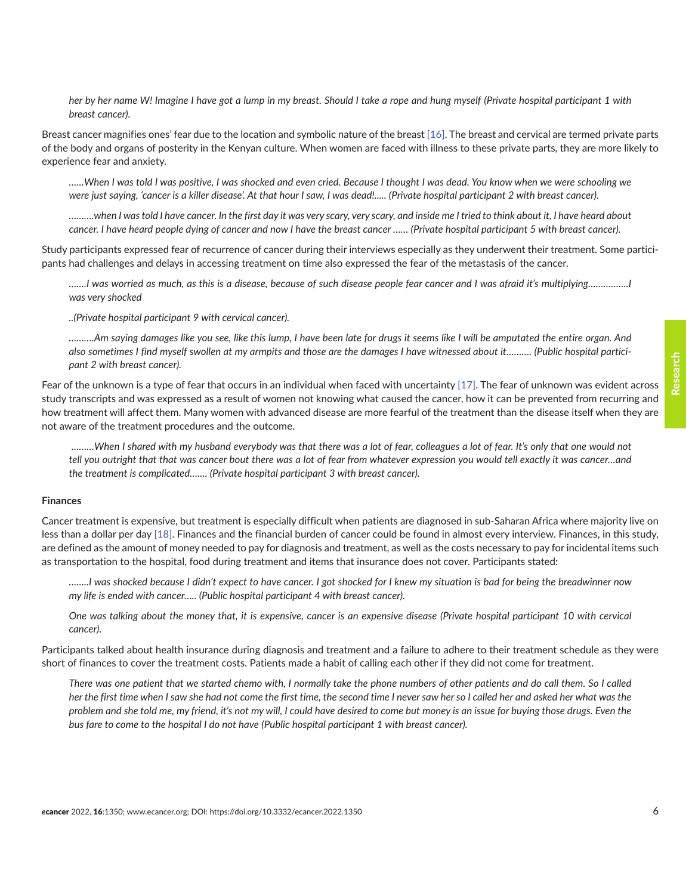*her by her name W! Imagine I have got a lump in my breast. Should I take a rope and hung myself (Private hospital participant 1 with breast cancer).*

Breast cancer magnifies ones' fear due to the location and symbolic nature of the breast [16]. The breast and cervical are termed private parts of the body and organs of posterity in the Kenyan culture. When women are faced with illness to these private parts, they are more likely to experience fear and anxiety.

*……When I was told I was positive, I was shocked and even cried. Because I thought I was dead. You know when we were schooling we were just saying, 'cancer is a killer disease'. At that hour I saw, I was dead!….. (Private hospital participant 2 with breast cancer).*

*……….when I was told I have cancer. In the first day it was very scary, very scary, and inside me I tried to think about it, I have heard about cancer. I have heard people dying of cancer and now I have the breast cancer …… (Private hospital participant 5 with breast cancer).*

Study participants expressed fear of recurrence of cancer during their interviews especially as they underwent their treatment. Some participants had challenges and delays in accessing treatment on time also expressed the fear of the metastasis of the cancer.

*…….I was worried as much, as this is a disease, because of such disease people fear cancer and I was afraid it's multiplying…………….I was very shocked*

*..(Private hospital participant 9 with cervical cancer).*

*……….Am saying damages like you see, like this lump, I have been late for drugs it seems like I will be amputated the entire organ. And also sometimes I find myself swollen at my armpits and those are the damages I have witnessed about it………. (Public hospital participant 2 with breast cancer).*

Fear of the unknown is a type of fear that occurs in an individual when faced with uncertainty [17]. The fear of unknown was evident across study transcripts and was expressed as a result of women not knowing what caused the cancer, how it can be prevented from recurring and how treatment will affect them. Many women with advanced disease are more fearful of the treatment than the disease itself when they are not aware of the treatment procedures and the outcome.

*………When I shared with my husband everybody was that there was a lot of fear, colleagues a lot of fear. It's only that one would not tell you outright that that was cancer bout there was a lot of fear from whatever expression you would tell exactly it was cancer…and the treatment is complicated……. (Private hospital participant 3 with breast cancer).*

**Finances**

Cancer treatment is expensive, but treatment is especially difficult when patients are diagnosed in sub-Saharan Africa where majority live on less than a dollar per day [18]. Finances and the financial burden of cancer could be found in almost every interview. Finances, in this study, are defined as the amount of money needed to pay for diagnosis and treatment, as well as the costs necessary to pay for incidental items such as transportation to the hospital, food during treatment and items that insurance does not cover. Participants stated:

*……..I was shocked because I didn't expect to have cancer. I got shocked for I knew my situation is bad for being the breadwinner now my life is ended with cancer….. (Public hospital participant 4 with breast cancer).*

*One was talking about the money that, it is expensive, cancer is an expensive disease (Private hospital participant 10 with cervical cancer).*

Participants talked about health insurance during diagnosis and treatment and a failure to adhere to their treatment schedule as they were short of finances to cover the treatment costs. Patients made a habit of calling each other if they did not come for treatment.

*There was one patient that we started chemo with, I normally take the phone numbers of other patients and do call them. So I called her the first time when I saw she had not come the first time, the second time I never saw her so I called her and asked her what was the problem and she told me, my friend, it's not my will, I could have desired to come but money is an issue for buying those drugs. Even the bus fare to come to the hospital I do not have (Public hospital participant 1 with breast cancer).*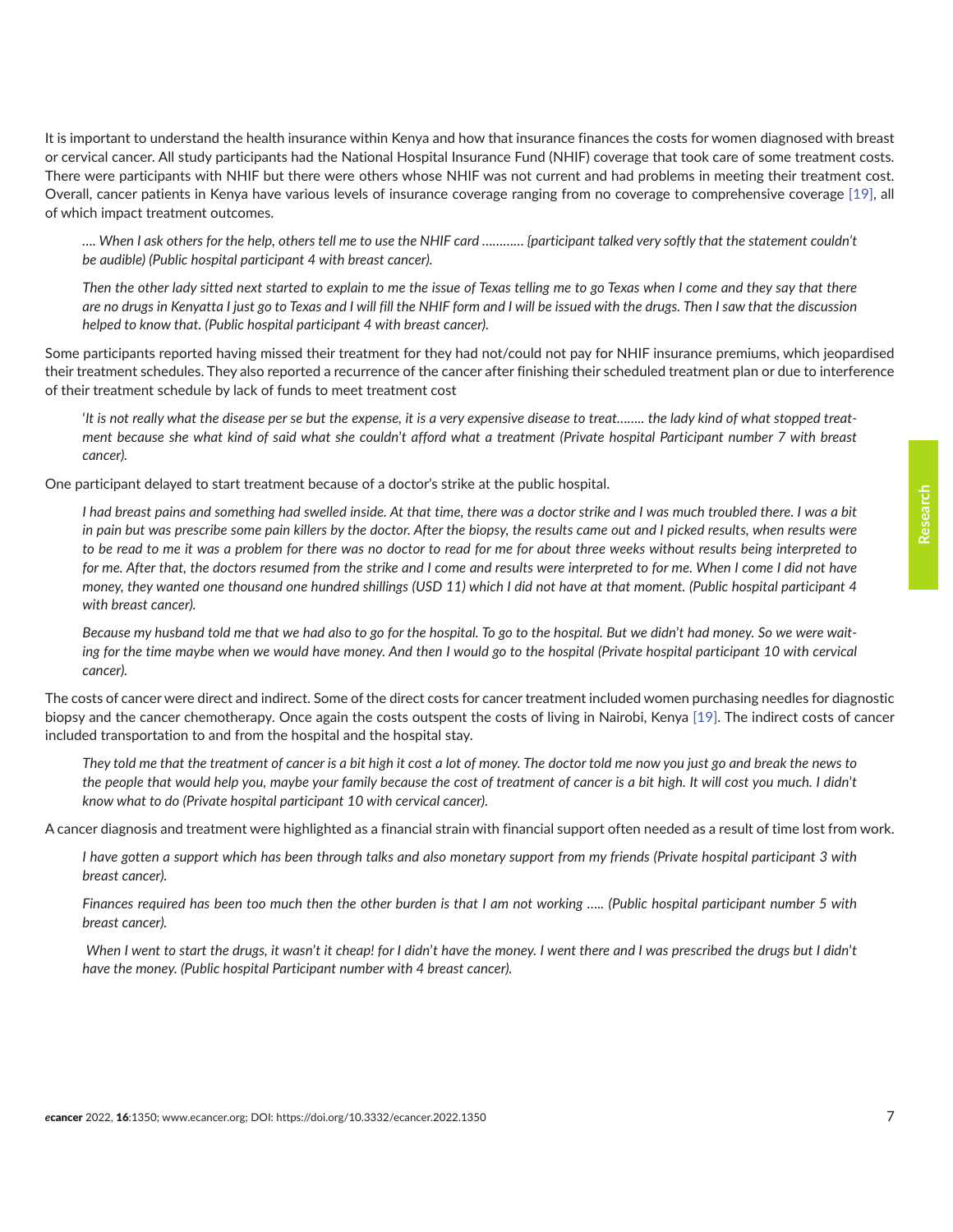It is important to understand the health insurance within Kenya and how that insurance finances the costs for women diagnosed with breast or cervical cancer. All study participants had the National Hospital Insurance Fund (NHIF) coverage that took care of some treatment costs. There were participants with NHIF but there were others whose NHIF was not current and had problems in meeting their treatment cost. Overall, cancer patients in Kenya have various levels of insurance coverage ranging from no coverage to comprehensive coverage [19], all of which impact treatment outcomes.

> *…. When I ask others for the help, others tell me to use the NHIF card ……….. {participant talked very softly that the statement couldn't be audible) (Public hospital participant 4 with breast cancer).*

> *Then the other lady sitted next started to explain to me the issue of Texas telling me to go Texas when I come and they say that there are no drugs in Kenyatta I just go to Texas and I will fill the NHIF form and I will be issued with the drugs. Then I saw that the discussion helped to know that. (Public hospital participant 4 with breast cancer).*

Some participants reported having missed their treatment for they had not/could not pay for NHIF insurance premiums, which jeopardised their treatment schedules. They also reported a recurrence of the cancer after finishing their scheduled treatment plan or due to interference of their treatment schedule by lack of funds to meet treatment cost

> *'It is not really what the disease per se but the expense, it is a very expensive disease to treat…….. the lady kind of what stopped treatment because she what kind of said what she couldn't afford what a treatment (Private hospital Participant number 7 with breast cancer).*

One participant delayed to start treatment because of a doctor's strike at the public hospital.

> *I had breast pains and something had swelled inside. At that time, there was a doctor strike and I was much troubled there. I was a bit in pain but was prescribe some pain killers by the doctor. After the biopsy, the results came out and I picked results, when results were to be read to me it was a problem for there was no doctor to read for me for about three weeks without results being interpreted to for me. After that, the doctors resumed from the strike and I come and results were interpreted to for me. When I come I did not have money, they wanted one thousand one hundred shillings (USD 11) which I did not have at that moment. (Public hospital participant 4 with breast cancer).*

> *Because my husband told me that we had also to go for the hospital. To go to the hospital. But we didn't had money. So we were waiting for the time maybe when we would have money. And then I would go to the hospital (Private hospital participant 10 with cervical cancer).*

The costs of cancer were direct and indirect. Some of the direct costs for cancer treatment included women purchasing needles for diagnostic biopsy and the cancer chemotherapy. Once again the costs outspent the costs of living in Nairobi, Kenya [19]. The indirect costs of cancer included transportation to and from the hospital and the hospital stay.

> *They told me that the treatment of cancer is a bit high it cost a lot of money. The doctor told me now you just go and break the news to the people that would help you, maybe your family because the cost of treatment of cancer is a bit high. It will cost you much. I didn't know what to do (Private hospital participant 10 with cervical cancer).*

A cancer diagnosis and treatment were highlighted as a financial strain with financial support often needed as a result of time lost from work.

> *I have gotten a support which has been through talks and also monetary support from my friends (Private hospital participant 3 with breast cancer).*

> *Finances required has been too much then the other burden is that I am not working ….. (Public hospital participant number 5 with breast cancer).*

> *When I went to start the drugs, it wasn't it cheap! for I didn't have the money. I went there and I was prescribed the drugs but I didn't have the money. (Public hospital Participant number with 4 breast cancer).*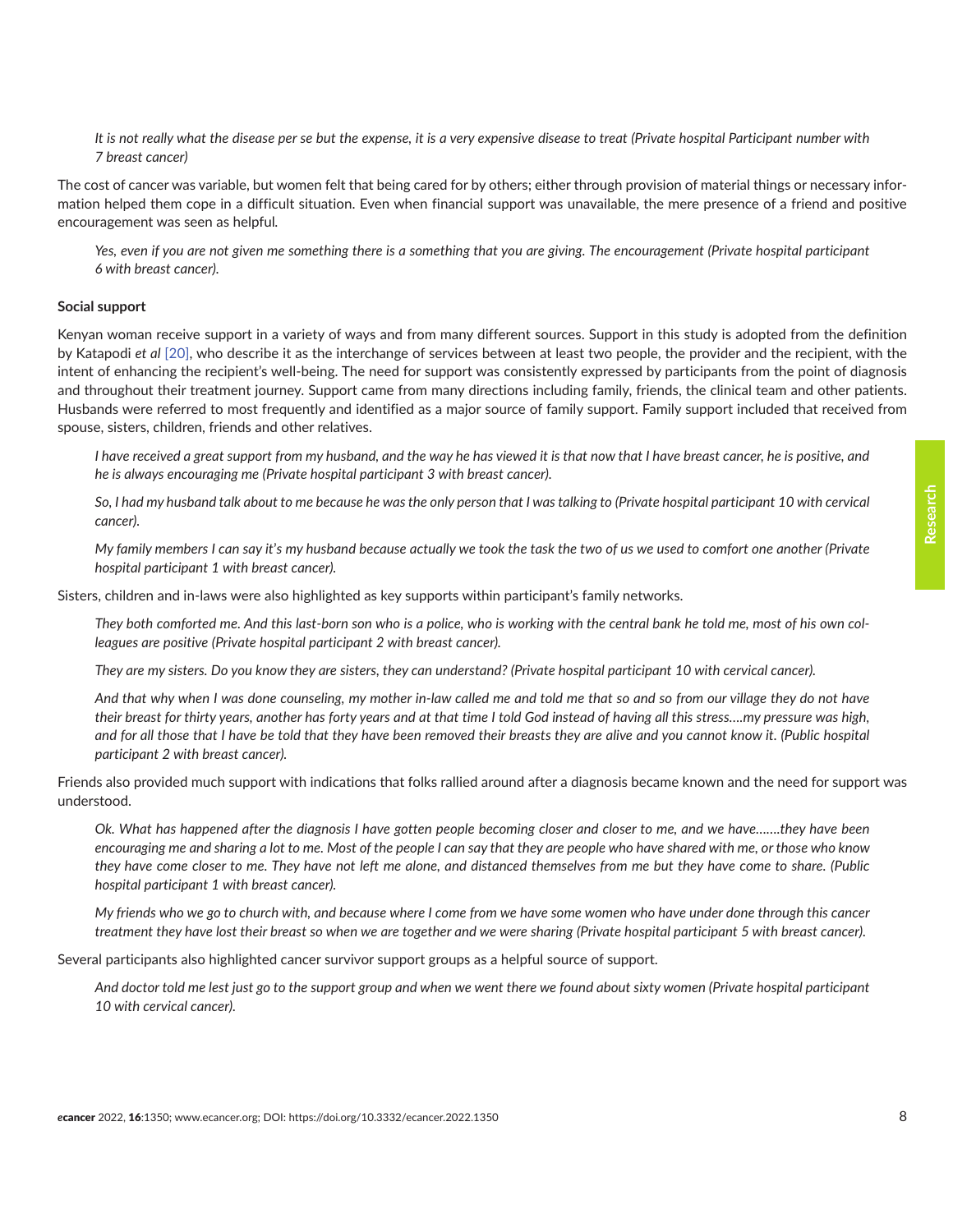*It is not really what the disease per se but the expense, it is a very expensive disease to treat (Private hospital Participant number with 7 breast cancer)*

The cost of cancer was variable, but women felt that being cared for by others; either through provision of material things or necessary information helped them cope in a difficult situation. Even when financial support was unavailable, the mere presence of a friend and positive encouragement was seen as helpful.

*Yes, even if you are not given me something there is a something that you are giving. The encouragement (Private hospital participant 6 with breast cancer).*

**Social support**

Kenyan woman receive support in a variety of ways and from many different sources. Support in this study is adopted from the definition by Katapodi *et al* [20], who describe it as the interchange of services between at least two people, the provider and the recipient, with the intent of enhancing the recipient's well-being. The need for support was consistently expressed by participants from the point of diagnosis and throughout their treatment journey. Support came from many directions including family, friends, the clinical team and other patients. Husbands were referred to most frequently and identified as a major source of family support. Family support included that received from spouse, sisters, children, friends and other relatives.

*I have received a great support from my husband, and the way he has viewed it is that now that I have breast cancer, he is positive, and he is always encouraging me (Private hospital participant 3 with breast cancer).*

*So, I had my husband talk about to me because he was the only person that I was talking to (Private hospital participant 10 with cervical cancer).*

*My family members I can say it's my husband because actually we took the task the two of us we used to comfort one another (Private hospital participant 1 with breast cancer).*

Sisters, children and in-laws were also highlighted as key supports within participant's family networks.

*They both comforted me. And this last-born son who is a police, who is working with the central bank he told me, most of his own colleagues are positive (Private hospital participant 2 with breast cancer).*

*They are my sisters. Do you know they are sisters, they can understand? (Private hospital participant 10 with cervical cancer).*

*And that why when I was done counseling, my mother in-law called me and told me that so and so from our village they do not have their breast for thirty years, another has forty years and at that time I told God instead of having all this stress….my pressure was high, and for all those that I have be told that they have been removed their breasts they are alive and you cannot know it. (Public hospital participant 2 with breast cancer).*

Friends also provided much support with indications that folks rallied around after a diagnosis became known and the need for support was understood.

*Ok. What has happened after the diagnosis I have gotten people becoming closer and closer to me, and we have…….they have been encouraging me and sharing a lot to me. Most of the people I can say that they are people who have shared with me, or those who know they have come closer to me. They have not left me alone, and distanced themselves from me but they have come to share. (Public hospital participant 1 with breast cancer).*

*My friends who we go to church with, and because where I come from we have some women who have under done through this cancer treatment they have lost their breast so when we are together and we were sharing (Private hospital participant 5 with breast cancer).*

Several participants also highlighted cancer survivor support groups as a helpful source of support.

*And doctor told me lest just go to the support group and when we went there we found about sixty women (Private hospital participant 10 with cervical cancer).*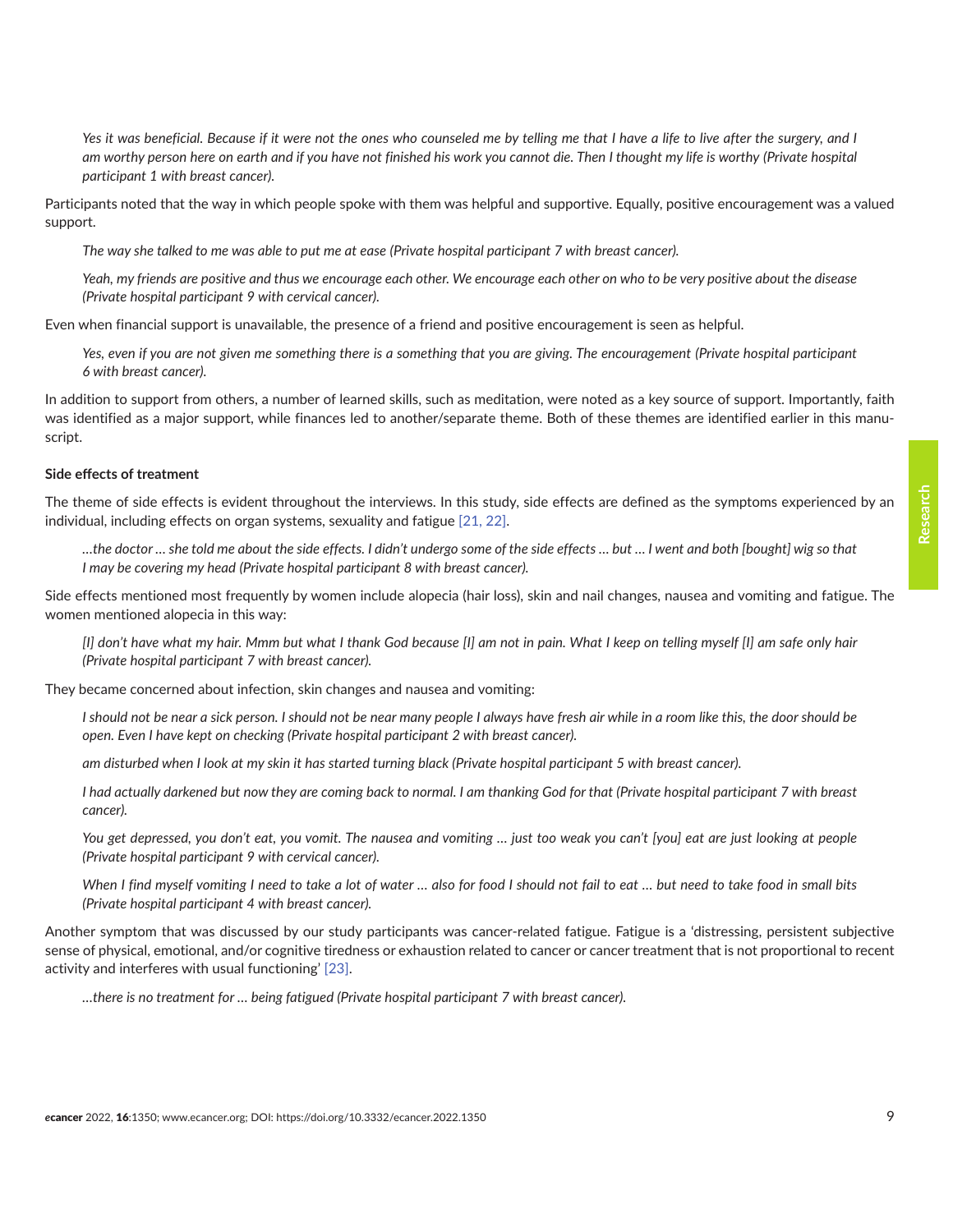*Yes it was beneficial. Because if it were not the ones who counseled me by telling me that I have a life to live after the surgery, and I am worthy person here on earth and if you have not finished his work you cannot die. Then I thought my life is worthy (Private hospital participant 1 with breast cancer).*

Participants noted that the way in which people spoke with them was helpful and supportive. Equally, positive encouragement was a valued support.

*The way she talked to me was able to put me at ease (Private hospital participant 7 with breast cancer).*

*Yeah, my friends are positive and thus we encourage each other. We encourage each other on who to be very positive about the disease (Private hospital participant 9 with cervical cancer).*

Even when financial support is unavailable, the presence of a friend and positive encouragement is seen as helpful.

*Yes, even if you are not given me something there is a something that you are giving. The encouragement (Private hospital participant 6 with breast cancer).*

In addition to support from others, a number of learned skills, such as meditation, were noted as a key source of support. Importantly, faith was identified as a major support, while finances led to another/separate theme. Both of these themes are identified earlier in this manuscript.

**Side effects of treatment**

The theme of side effects is evident throughout the interviews. In this study, side effects are defined as the symptoms experienced by an individual, including effects on organ systems, sexuality and fatigue [21, 22].

*…the doctor … she told me about the side effects. I didn't undergo some of the side effects … but … I went and both [bought] wig so that I may be covering my head (Private hospital participant 8 with breast cancer).*

Side effects mentioned most frequently by women include alopecia (hair loss), skin and nail changes, nausea and vomiting and fatigue. The women mentioned alopecia in this way:

*[I] don't have what my hair. Mmm but what I thank God because [I] am not in pain. What I keep on telling myself [I] am safe only hair (Private hospital participant 7 with breast cancer).*

They became concerned about infection, skin changes and nausea and vomiting:

*I should not be near a sick person. I should not be near many people I always have fresh air while in a room like this, the door should be open. Even I have kept on checking (Private hospital participant 2 with breast cancer).*

*am disturbed when I look at my skin it has started turning black (Private hospital participant 5 with breast cancer).*

*I had actually darkened but now they are coming back to normal. I am thanking God for that (Private hospital participant 7 with breast cancer).*

*You get depressed, you don't eat, you vomit. The nausea and vomiting … just too weak you can't [you] eat are just looking at people (Private hospital participant 9 with cervical cancer).*

*When I find myself vomiting I need to take a lot of water … also for food I should not fail to eat … but need to take food in small bits (Private hospital participant 4 with breast cancer).*

Another symptom that was discussed by our study participants was cancer-related fatigue. Fatigue is a 'distressing, persistent subjective sense of physical, emotional, and/or cognitive tiredness or exhaustion related to cancer or cancer treatment that is not proportional to recent activity and interferes with usual functioning' [23].

*…there is no treatment for … being fatigued (Private hospital participant 7 with breast cancer).*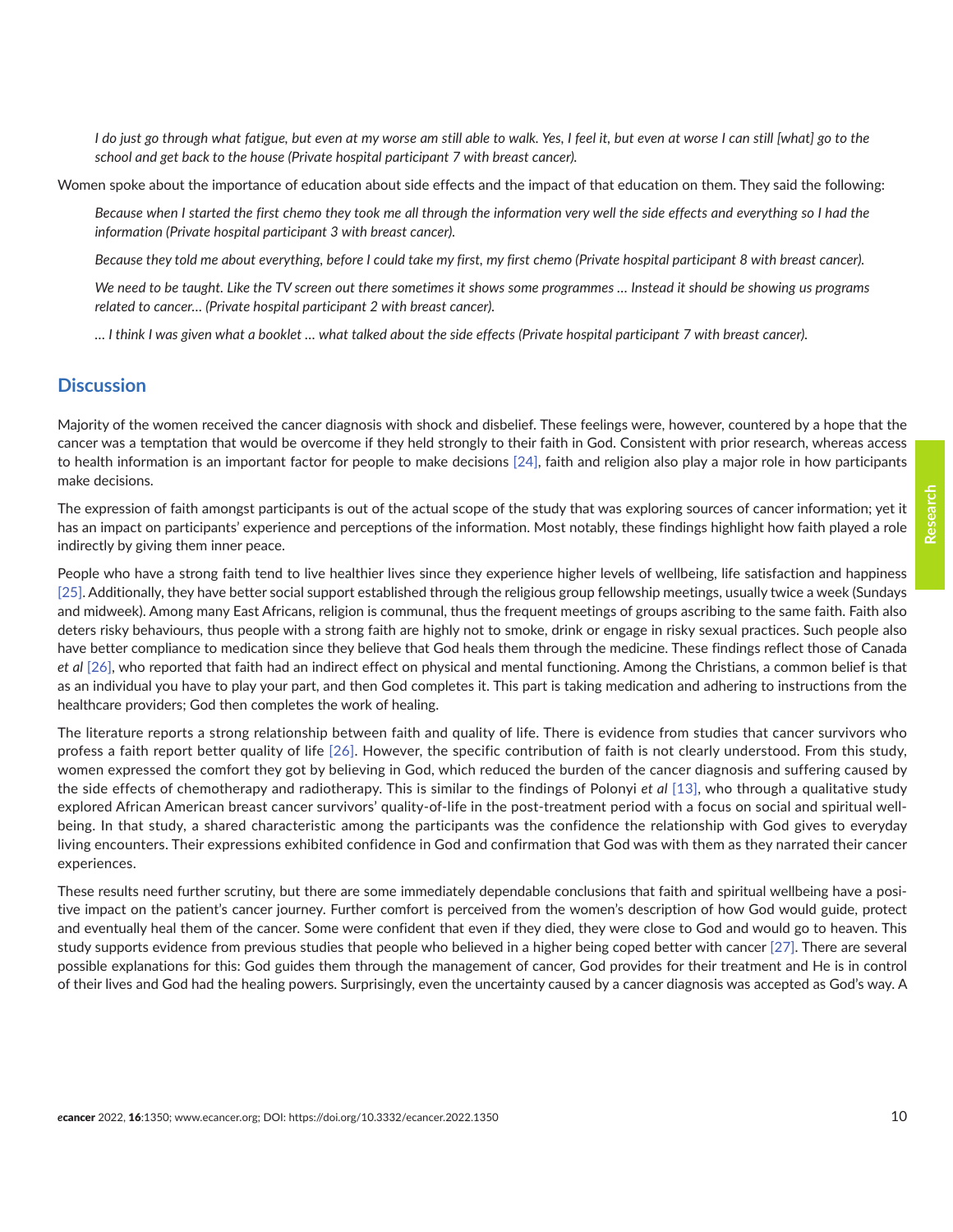*I do just go through what fatigue, but even at my worse am still able to walk. Yes, I feel it, but even at worse I can still [what] go to the school and get back to the house (Private hospital participant 7 with breast cancer).*

Women spoke about the importance of education about side effects and the impact of that education on them. They said the following:

*Because when I started the first chemo they took me all through the information very well the side effects and everything so I had the information (Private hospital participant 3 with breast cancer).*

*Because they told me about everything, before I could take my first, my first chemo (Private hospital participant 8 with breast cancer).*

*We need to be taught. Like the TV screen out there sometimes it shows some programmes … Instead it should be showing us programs related to cancer… (Private hospital participant 2 with breast cancer).*

*… I think I was given what a booklet … what talked about the side effects (Private hospital participant 7 with breast cancer).*

## Discussion

Majority of the women received the cancer diagnosis with shock and disbelief. These feelings were, however, countered by a hope that the cancer was a temptation that would be overcome if they held strongly to their faith in God. Consistent with prior research, whereas access to health information is an important factor for people to make decisions [24], faith and religion also play a major role in how participants make decisions.

The expression of faith amongst participants is out of the actual scope of the study that was exploring sources of cancer information; yet it has an impact on participants' experience and perceptions of the information. Most notably, these findings highlight how faith played a role indirectly by giving them inner peace.

People who have a strong faith tend to live healthier lives since they experience higher levels of wellbeing, life satisfaction and happiness [25]. Additionally, they have better social support established through the religious group fellowship meetings, usually twice a week (Sundays and midweek). Among many East Africans, religion is communal, thus the frequent meetings of groups ascribing to the same faith. Faith also deters risky behaviours, thus people with a strong faith are highly not to smoke, drink or engage in risky sexual practices. Such people also have better compliance to medication since they believe that God heals them through the medicine. These findings reflect those of Canada *et al* [26], who reported that faith had an indirect effect on physical and mental functioning. Among the Christians, a common belief is that as an individual you have to play your part, and then God completes it. This part is taking medication and adhering to instructions from the healthcare providers; God then completes the work of healing.

The literature reports a strong relationship between faith and quality of life. There is evidence from studies that cancer survivors who profess a faith report better quality of life [26]. However, the specific contribution of faith is not clearly understood. From this study, women expressed the comfort they got by believing in God, which reduced the burden of the cancer diagnosis and suffering caused by the side effects of chemotherapy and radiotherapy. This is similar to the findings of Polonyi *et al* [13], who through a qualitative study explored African American breast cancer survivors' quality-of-life in the post-treatment period with a focus on social and spiritual well-being. In that study, a shared characteristic among the participants was the confidence the relationship with God gives to everyday living encounters. Their expressions exhibited confidence in God and confirmation that God was with them as they narrated their cancer experiences.

These results need further scrutiny, but there are some immediately dependable conclusions that faith and spiritual wellbeing have a positive impact on the patient's cancer journey. Further comfort is perceived from the women's description of how God would guide, protect and eventually heal them of the cancer. Some were confident that even if they died, they were close to God and would go to heaven. This study supports evidence from previous studies that people who believed in a higher being coped better with cancer [27]. There are several possible explanations for this: God guides them through the management of cancer, God provides for their treatment and He is in control of their lives and God had the healing powers. Surprisingly, even the uncertainty caused by a cancer diagnosis was accepted as God's way. A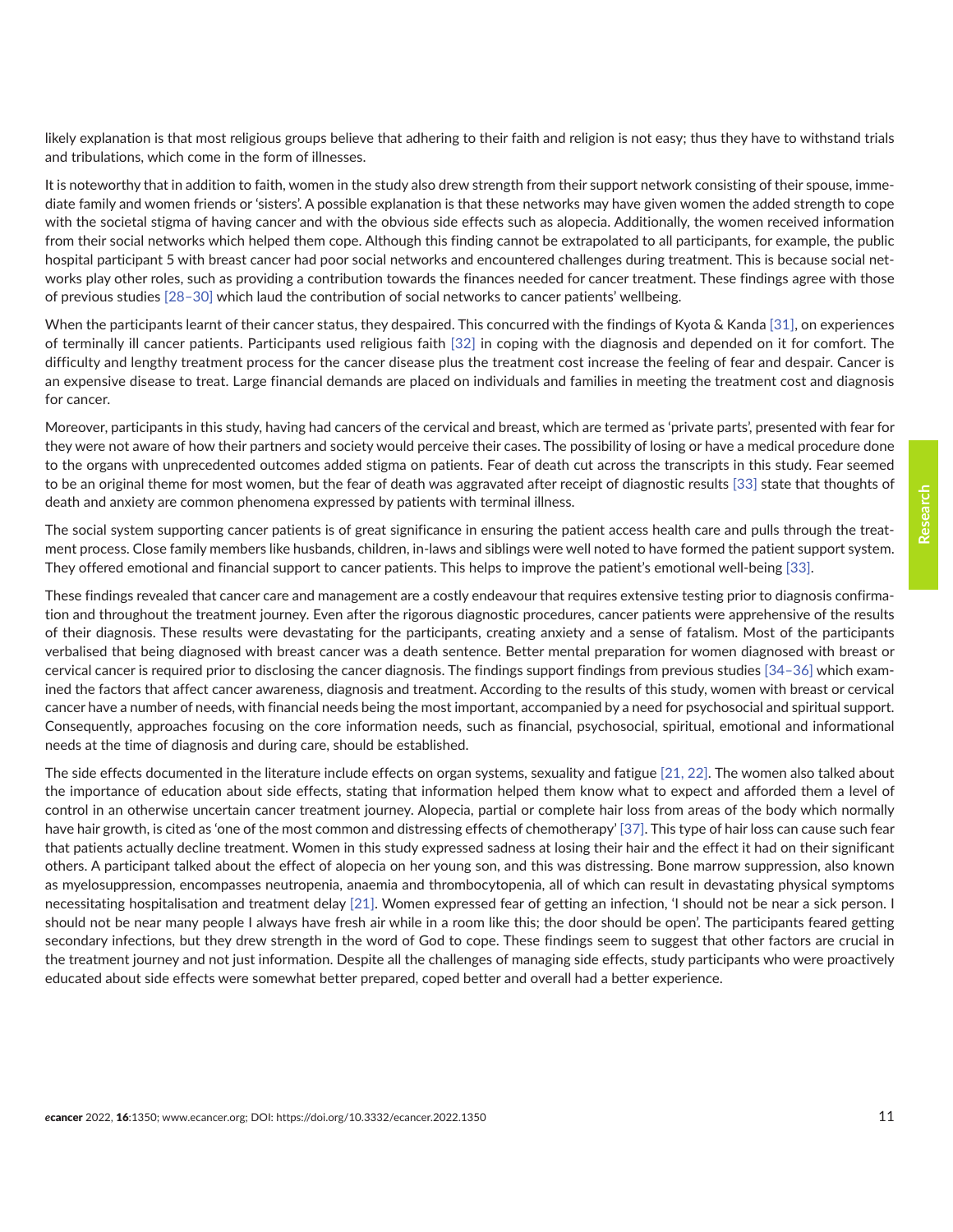likely explanation is that most religious groups believe that adhering to their faith and religion is not easy; thus they have to withstand trials and tribulations, which come in the form of illnesses.

It is noteworthy that in addition to faith, women in the study also drew strength from their support network consisting of their spouse, immediate family and women friends or 'sisters'. A possible explanation is that these networks may have given women the added strength to cope with the societal stigma of having cancer and with the obvious side effects such as alopecia. Additionally, the women received information from their social networks which helped them cope. Although this finding cannot be extrapolated to all participants, for example, the public hospital participant 5 with breast cancer had poor social networks and encountered challenges during treatment. This is because social networks play other roles, such as providing a contribution towards the finances needed for cancer treatment. These findings agree with those of previous studies [28–30] which laud the contribution of social networks to cancer patients' wellbeing.

When the participants learnt of their cancer status, they despaired. This concurred with the findings of Kyota & Kanda [31], on experiences of terminally ill cancer patients. Participants used religious faith [32] in coping with the diagnosis and depended on it for comfort. The difficulty and lengthy treatment process for the cancer disease plus the treatment cost increase the feeling of fear and despair. Cancer is an expensive disease to treat. Large financial demands are placed on individuals and families in meeting the treatment cost and diagnosis for cancer.

Moreover, participants in this study, having had cancers of the cervical and breast, which are termed as 'private parts', presented with fear for they were not aware of how their partners and society would perceive their cases. The possibility of losing or have a medical procedure done to the organs with unprecedented outcomes added stigma on patients. Fear of death cut across the transcripts in this study. Fear seemed to be an original theme for most women, but the fear of death was aggravated after receipt of diagnostic results [33] state that thoughts of death and anxiety are common phenomena expressed by patients with terminal illness.

The social system supporting cancer patients is of great significance in ensuring the patient access health care and pulls through the treatment process. Close family members like husbands, children, in-laws and siblings were well noted to have formed the patient support system. They offered emotional and financial support to cancer patients. This helps to improve the patient's emotional well-being [33].

These findings revealed that cancer care and management are a costly endeavour that requires extensive testing prior to diagnosis confirmation and throughout the treatment journey. Even after the rigorous diagnostic procedures, cancer patients were apprehensive of the results of their diagnosis. These results were devastating for the participants, creating anxiety and a sense of fatalism. Most of the participants verbalised that being diagnosed with breast cancer was a death sentence. Better mental preparation for women diagnosed with breast or cervical cancer is required prior to disclosing the cancer diagnosis. The findings support findings from previous studies [34–36] which examined the factors that affect cancer awareness, diagnosis and treatment. According to the results of this study, women with breast or cervical cancer have a number of needs, with financial needs being the most important, accompanied by a need for psychosocial and spiritual support. Consequently, approaches focusing on the core information needs, such as financial, psychosocial, spiritual, emotional and informational needs at the time of diagnosis and during care, should be established.

The side effects documented in the literature include effects on organ systems, sexuality and fatigue [21, 22]. The women also talked about the importance of education about side effects, stating that information helped them know what to expect and afforded them a level of control in an otherwise uncertain cancer treatment journey. Alopecia, partial or complete hair loss from areas of the body which normally have hair growth, is cited as 'one of the most common and distressing effects of chemotherapy' [37]. This type of hair loss can cause such fear that patients actually decline treatment. Women in this study expressed sadness at losing their hair and the effect it had on their significant others. A participant talked about the effect of alopecia on her young son, and this was distressing. Bone marrow suppression, also known as myelosuppression, encompasses neutropenia, anaemia and thrombocytopenia, all of which can result in devastating physical symptoms necessitating hospitalisation and treatment delay [21]. Women expressed fear of getting an infection, 'I should not be near a sick person. I should not be near many people I always have fresh air while in a room like this; the door should be open'. The participants feared getting secondary infections, but they drew strength in the word of God to cope. These findings seem to suggest that other factors are crucial in the treatment journey and not just information. Despite all the challenges of managing side effects, study participants who were proactively educated about side effects were somewhat better prepared, coped better and overall had a better experience.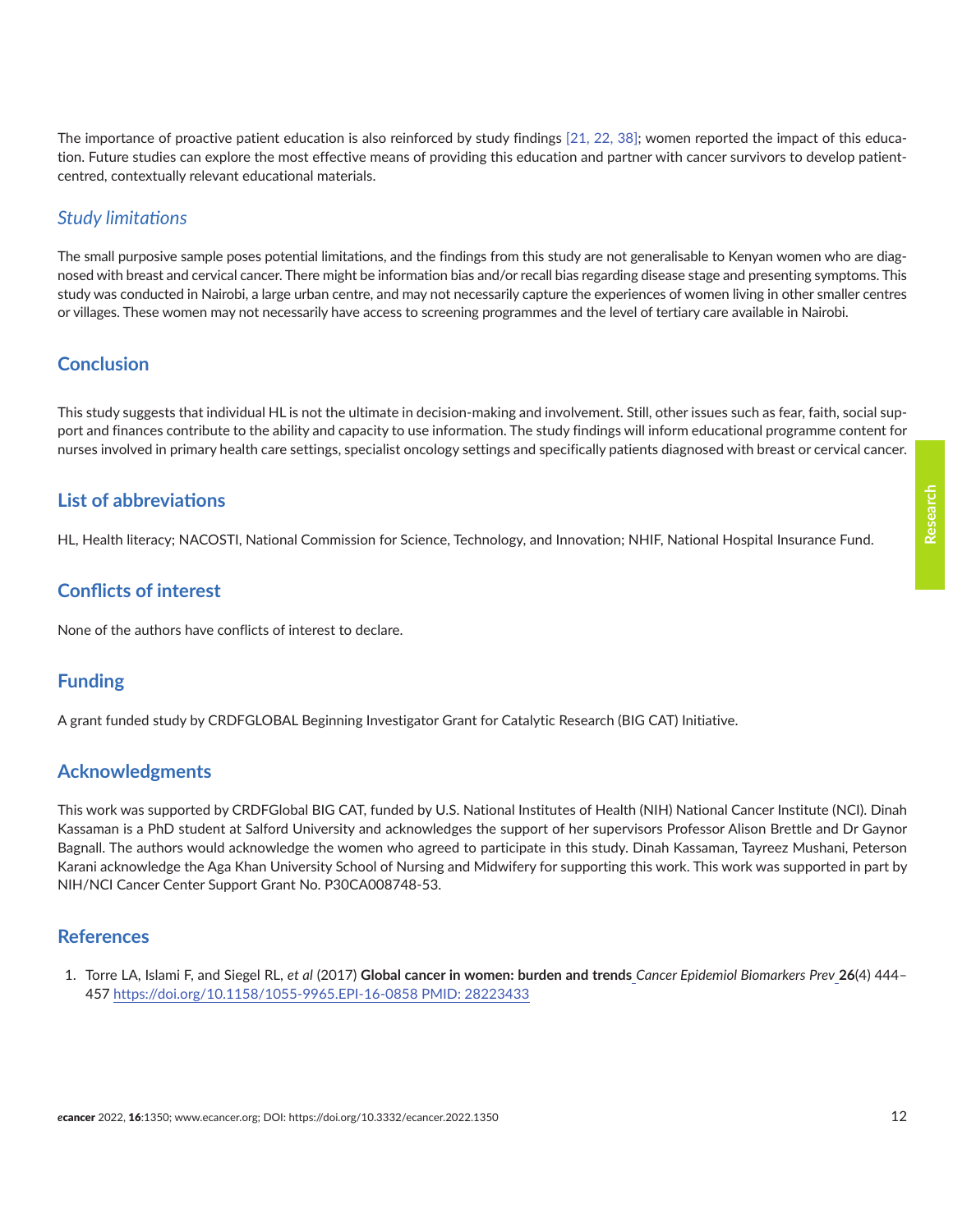The importance of proactive patient education is also reinforced by study findings [21, 22, 38]; women reported the impact of this education. Future studies can explore the most effective means of providing this education and partner with cancer survivors to develop patient-centred, contextually relevant educational materials.

### *Study limitations*

The small purposive sample poses potential limitations, and the findings from this study are not generalisable to Kenyan women who are diagnosed with breast and cervical cancer. There might be information bias and/or recall bias regarding disease stage and presenting symptoms. This study was conducted in Nairobi, a large urban centre, and may not necessarily capture the experiences of women living in other smaller centres or villages. These women may not necessarily have access to screening programmes and the level of tertiary care available in Nairobi.

## Conclusion

This study suggests that individual HL is not the ultimate in decision-making and involvement. Still, other issues such as fear, faith, social support and finances contribute to the ability and capacity to use information. The study findings will inform educational programme content for nurses involved in primary health care settings, specialist oncology settings and specifically patients diagnosed with breast or cervical cancer.

## List of abbreviations

HL, Health literacy; NACOSTI, National Commission for Science, Technology, and Innovation; NHIF, National Hospital Insurance Fund.

## Conflicts of interest

None of the authors have conflicts of interest to declare.

## Funding

A grant funded study by CRDFGLOBAL Beginning Investigator Grant for Catalytic Research (BIG CAT) Initiative.

## Acknowledgments

This work was supported by CRDFGlobal BIG CAT, funded by U.S. National Institutes of Health (NIH) National Cancer Institute (NCI). Dinah Kassaman is a PhD student at Salford University and acknowledges the support of her supervisors Professor Alison Brettle and Dr Gaynor Bagnall. The authors would acknowledge the women who agreed to participate in this study. Dinah Kassaman, Tayreez Mushani, Peterson Karani acknowledge the Aga Khan University School of Nursing and Midwifery for supporting this work. This work was supported in part by NIH/NCI Cancer Center Support Grant No. P30CA008748-53.

## References

1. Torre LA, Islami F, and Siegel RL, *et al* (2017) **Global cancer in women: burden and trends** *Cancer Epidemiol Biomarkers Prev* **26**(4) 444–457 https://doi.org/10.1158/1055-9965.EPI-16-0858 PMID: 28223433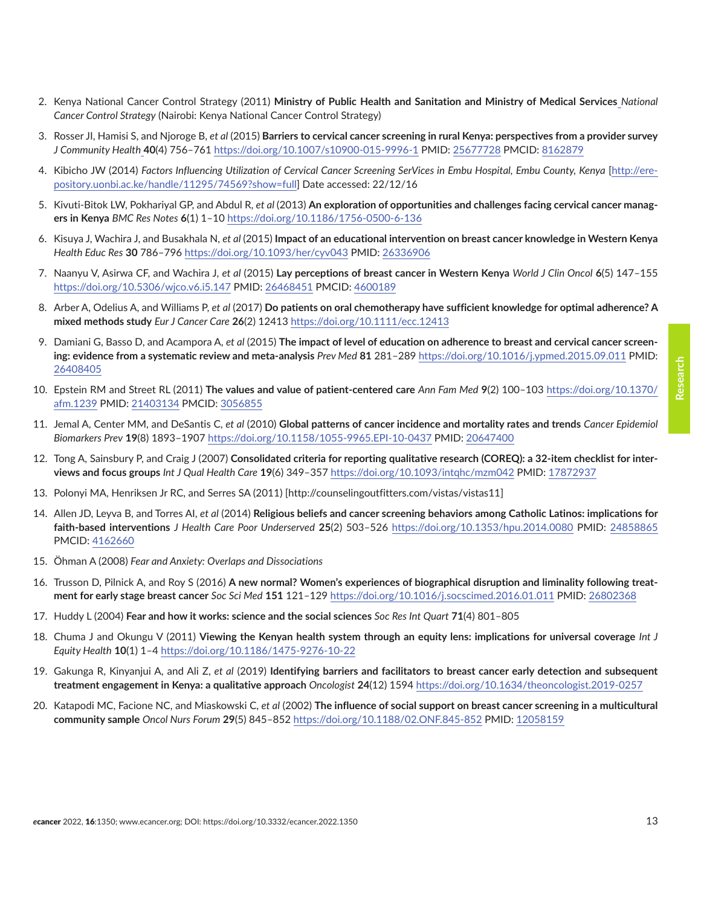2. Kenya National Cancer Control Strategy (2011) **Ministry of Public Health and Sanitation and Ministry of Medical Services** *National Cancer Control Strategy* (Nairobi: Kenya National Cancer Control Strategy)

3. Rosser JI, Hamisi S, and Njoroge B, *et al* (2015) **Barriers to cervical cancer screening in rural Kenya: perspectives from a provider survey** *J Community Health* **40**(4) 756–761 https://doi.org/10.1007/s10900-015-9996-1 PMID: 25677728 PMCID: 8162879

4. Kibicho JW (2014) *Factors Influencing Utilization of Cervical Cancer Screening SerVices in Embu Hospital, Embu County, Kenya* [http://erepository.uonbi.ac.ke/handle/11295/74569?show=full] Date accessed: 22/12/16

5. Kivuti-Bitok LW, Pokhariyal GP, and Abdul R, *et al* (2013) **An exploration of opportunities and challenges facing cervical cancer managers in Kenya** *BMC Res Notes* **6**(1) 1–10 https://doi.org/10.1186/1756-0500-6-136

6. Kisuya J, Wachira J, and Busakhala N, *et al* (2015) **Impact of an educational intervention on breast cancer knowledge in Western Kenya** *Health Educ Res* **30** 786–796 https://doi.org/10.1093/her/cyv043 PMID: 26336906

7. Naanyu V, Asirwa CF, and Wachira J, *et al* (2015) **Lay perceptions of breast cancer in Western Kenya** *World J Clin Oncol* **6**(5) 147–155 https://doi.org/10.5306/wjco.v6.i5.147 PMID: 26468451 PMCID: 4600189

8. Arber A, Odelius A, and Williams P, *et al* (2017) **Do patients on oral chemotherapy have sufficient knowledge for optimal adherence? A mixed methods study** *Eur J Cancer Care* **26**(2) 12413 https://doi.org/10.1111/ecc.12413

9. Damiani G, Basso D, and Acampora A, *et al* (2015) **The impact of level of education on adherence to breast and cervical cancer screening: evidence from a systematic review and meta-analysis** *Prev Med* **81** 281–289 https://doi.org/10.1016/j.ypmed.2015.09.011 PMID: 26408405

10. Epstein RM and Street RL (2011) **The values and value of patient-centered care** *Ann Fam Med* **9**(2) 100–103 https://doi.org/10.1370/afm.1239 PMID: 21403134 PMCID: 3056855

11. Jemal A, Center MM, and DeSantis C, *et al* (2010) **Global patterns of cancer incidence and mortality rates and trends** *Cancer Epidemiol Biomarkers Prev* **19**(8) 1893–1907 https://doi.org/10.1158/1055-9965.EPI-10-0437 PMID: 20647400

12. Tong A, Sainsbury P, and Craig J (2007) **Consolidated criteria for reporting qualitative research (COREQ): a 32-item checklist for interviews and focus groups** *Int J Qual Health Care* **19**(6) 349–357 https://doi.org/10.1093/intqhc/mzm042 PMID: 17872937

13. Polonyi MA, Henriksen Jr RC, and Serres SA (2011) [http://counselingoutfitters.com/vistas/vistas11]

14. Allen JD, Leyva B, and Torres AI, *et al* (2014) **Religious beliefs and cancer screening behaviors among Catholic Latinos: implications for faith-based interventions** *J Health Care Poor Underserved* **25**(2) 503–526 https://doi.org/10.1353/hpu.2014.0080 PMID: 24858865 PMCID: 4162660

15. Öhman A (2008) *Fear and Anxiety: Overlaps and Dissociations*

16. Trusson D, Pilnick A, and Roy S (2016) **A new normal? Women's experiences of biographical disruption and liminality following treatment for early stage breast cancer** *Soc Sci Med* **151** 121–129 https://doi.org/10.1016/j.socscimed.2016.01.011 PMID: 26802368

17. Huddy L (2004) **Fear and how it works: science and the social sciences** *Soc Res Int Quart* **71**(4) 801–805

18. Chuma J and Okungu V (2011) **Viewing the Kenyan health system through an equity lens: implications for universal coverage** *Int J Equity Health* **10**(1) 1–4 https://doi.org/10.1186/1475-9276-10-22

19. Gakunga R, Kinyanjui A, and Ali Z, *et al* (2019) **Identifying barriers and facilitators to breast cancer early detection and subsequent treatment engagement in Kenya: a qualitative approach** *Oncologist* **24**(12) 1594 https://doi.org/10.1634/theoncologist.2019-0257

20. Katapodi MC, Facione NC, and Miaskowski C, *et al* (2002) **The influence of social support on breast cancer screening in a multicultural community sample** *Oncol Nurs Forum* **29**(5) 845–852 https://doi.org/10.1188/02.ONF.845-852 PMID: 12058159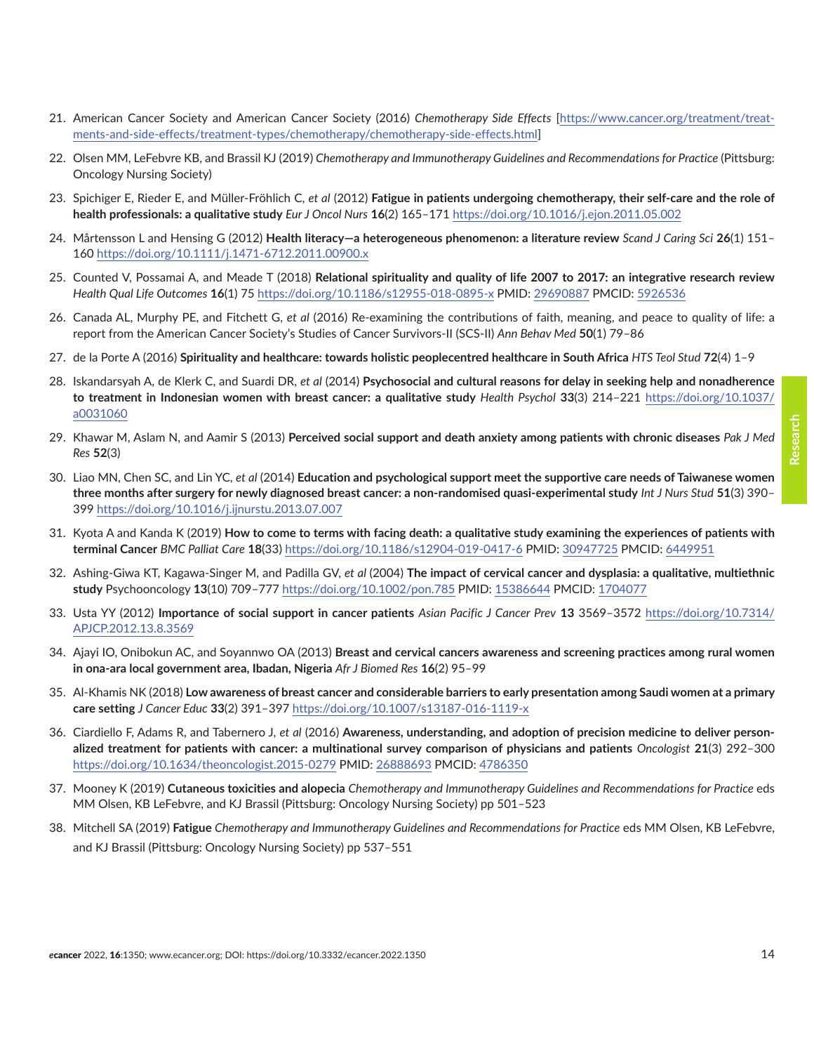21. American Cancer Society and American Cancer Society (2016) *Chemotherapy Side Effects* [https://www.cancer.org/treatment/treatments-and-side-effects/treatment-types/chemotherapy/chemotherapy-side-effects.html]

22. Olsen MM, LeFebvre KB, and Brassil KJ (2019) *Chemotherapy and Immunotherapy Guidelines and Recommendations for Practice* (Pittsburg: Oncology Nursing Society)

23. Spichiger E, Rieder E, and Müller-Fröhlich C, *et al* (2012) **Fatigue in patients undergoing chemotherapy, their self-care and the role of health professionals: a qualitative study** *Eur J Oncol Nurs* **16**(2) 165–171 https://doi.org/10.1016/j.ejon.2011.05.002

24. Mårtensson L and Hensing G (2012) **Health literacy—a heterogeneous phenomenon: a literature review** *Scand J Caring Sci* **26**(1) 151–160 https://doi.org/10.1111/j.1471-6712.2011.00900.x

25. Counted V, Possamai A, and Meade T (2018) **Relational spirituality and quality of life 2007 to 2017: an integrative research review** *Health Qual Life Outcomes* **16**(1) 75 https://doi.org/10.1186/s12955-018-0895-x PMID: 29690887 PMCID: 5926536

26. Canada AL, Murphy PE, and Fitchett G, *et al* (2016) Re-examining the contributions of faith, meaning, and peace to quality of life: a report from the American Cancer Society's Studies of Cancer Survivors-II (SCS-II) *Ann Behav Med* **50**(1) 79–86

27. de la Porte A (2016) **Spirituality and healthcare: towards holistic peoplecentred healthcare in South Africa** *HTS Teol Stud* **72**(4) 1–9

28. Iskandarsyah A, de Klerk C, and Suardi DR, *et al* (2014) **Psychosocial and cultural reasons for delay in seeking help and nonadherence to treatment in Indonesian women with breast cancer: a qualitative study** *Health Psychol* **33**(3) 214–221 https://doi.org/10.1037/a0031060

29. Khawar M, Aslam N, and Aamir S (2013) **Perceived social support and death anxiety among patients with chronic diseases** *Pak J Med Res* **52**(3)

30. Liao MN, Chen SC, and Lin YC, *et al* (2014) **Education and psychological support meet the supportive care needs of Taiwanese women three months after surgery for newly diagnosed breast cancer: a non-randomised quasi-experimental study** *Int J Nurs Stud* **51**(3) 390–399 https://doi.org/10.1016/j.ijnurstu.2013.07.007

31. Kyota A and Kanda K (2019) **How to come to terms with facing death: a qualitative study examining the experiences of patients with terminal Cancer** *BMC Palliat Care* **18**(33) https://doi.org/10.1186/s12904-019-0417-6 PMID: 30947725 PMCID: 6449951

32. Ashing-Giwa KT, Kagawa-Singer M, and Padilla GV, *et al* (2004) **The impact of cervical cancer and dysplasia: a qualitative, multiethnic study** Psychooncology **13**(10) 709–777 https://doi.org/10.1002/pon.785 PMID: 15386644 PMCID: 1704077

33. Usta YY (2012) **Importance of social support in cancer patients** *Asian Pacific J Cancer Prev* **13** 3569–3572 https://doi.org/10.7314/APJCP.2012.13.8.3569

34. Ajayi IO, Onibokun AC, and Soyannwo OA (2013) **Breast and cervical cancers awareness and screening practices among rural women in ona-ara local government area, Ibadan, Nigeria** *Afr J Biomed Res* **16**(2) 95–99

35. Al-Khamis NK (2018) **Low awareness of breast cancer and considerable barriers to early presentation among Saudi women at a primary care setting** *J Cancer Educ* **33**(2) 391–397 https://doi.org/10.1007/s13187-016-1119-x

36. Ciardiello F, Adams R, and Tabernero J, *et al* (2016) **Awareness, understanding, and adoption of precision medicine to deliver personalized treatment for patients with cancer: a multinational survey comparison of physicians and patients** *Oncologist* **21**(3) 292–300 https://doi.org/10.1634/theoncologist.2015-0279 PMID: 26888693 PMCID: 4786350

37. Mooney K (2019) **Cutaneous toxicities and alopecia** *Chemotherapy and Immunotherapy Guidelines and Recommendations for Practice* eds MM Olsen, KB LeFebvre, and KJ Brassil (Pittsburg: Oncology Nursing Society) pp 501–523

38. Mitchell SA (2019) **Fatigue** *Chemotherapy and Immunotherapy Guidelines and Recommendations for Practice* eds MM Olsen, KB LeFebvre, and KJ Brassil (Pittsburg: Oncology Nursing Society) pp 537–551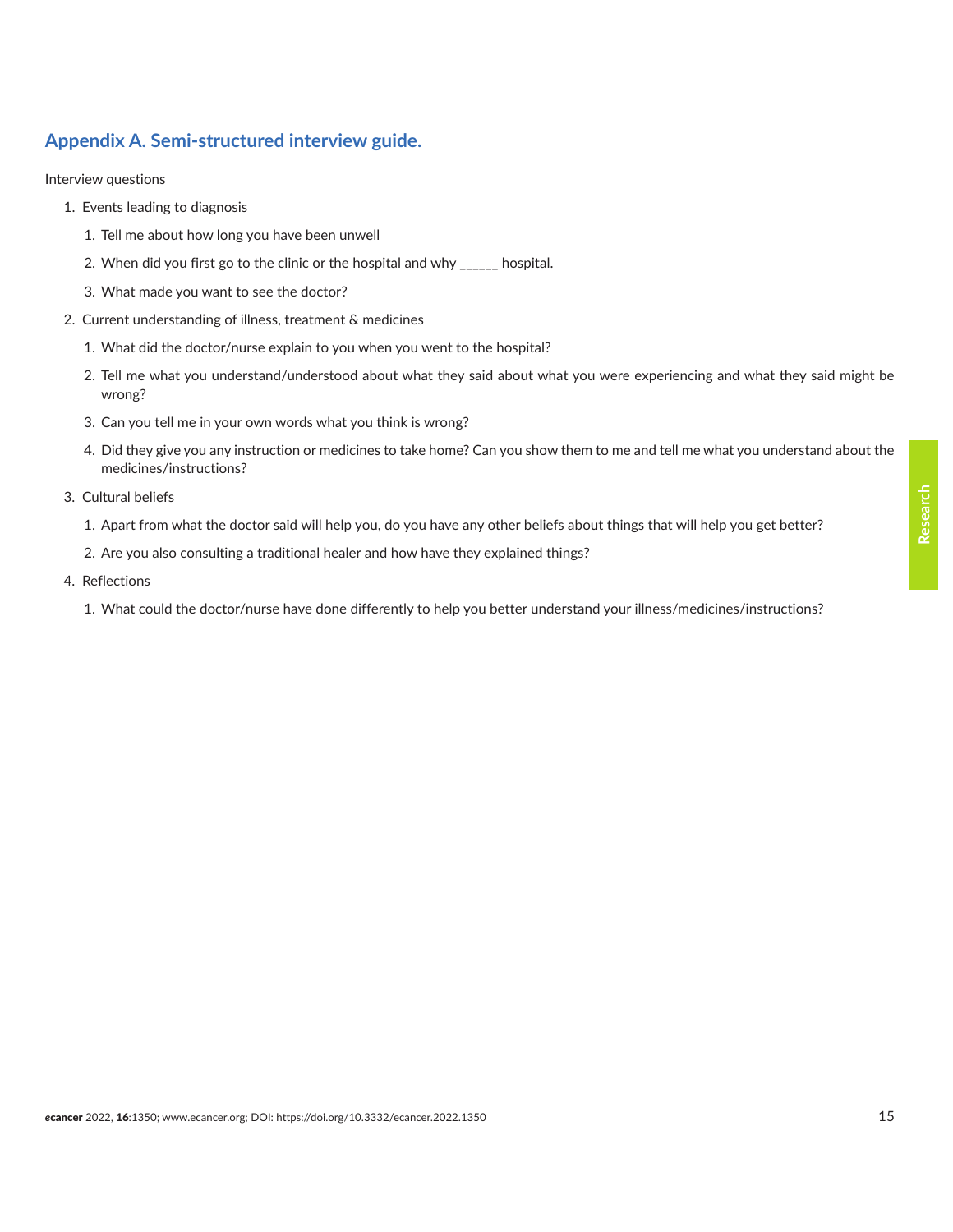## Appendix A. Semi-structured interview guide.

Interview questions

1. Events leading to diagnosis
    1. Tell me about how long you have been unwell
    2. When did you first go to the clinic or the hospital and why ______ hospital.
    3. What made you want to see the doctor?
2. Current understanding of illness, treatment & medicines
    1. What did the doctor/nurse explain to you when you went to the hospital?
    2. Tell me what you understand/understood about what they said about what you were experiencing and what they said might be wrong?
    3. Can you tell me in your own words what you think is wrong?
    4. Did they give you any instruction or medicines to take home? Can you show them to me and tell me what you understand about the medicines/instructions?
3. Cultural beliefs
    1. Apart from what the doctor said will help you, do you have any other beliefs about things that will help you get better?
    2. Are you also consulting a traditional healer and how have they explained things?
4. Reflections
    1. What could the doctor/nurse have done differently to help you better understand your illness/medicines/instructions?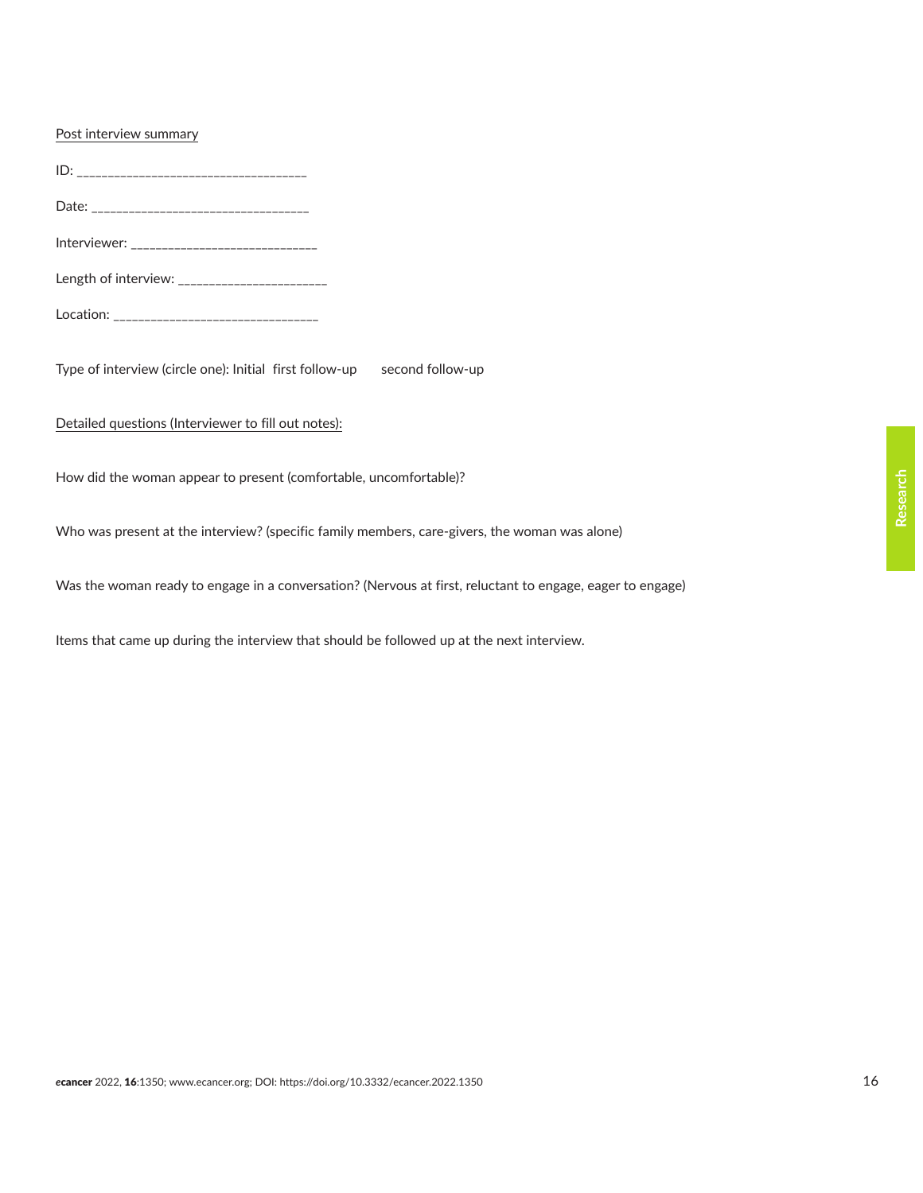<u>Post interview summary</u>

ID: ___________________________________

Date: _________________________________

Interviewer: ____________________________

Length of interview: ______________________

Location: _______________________________

Type of interview (circle one): Initial first follow-up second follow-up

<u>Detailed questions (Interviewer to fill out notes):</u>

How did the woman appear to present (comfortable, uncomfortable)?

Who was present at the interview? (specific family members, care-givers, the woman was alone)

Was the woman ready to engage in a conversation? (Nervous at first, reluctant to engage, eager to engage)

Items that came up during the interview that should be followed up at the next interview.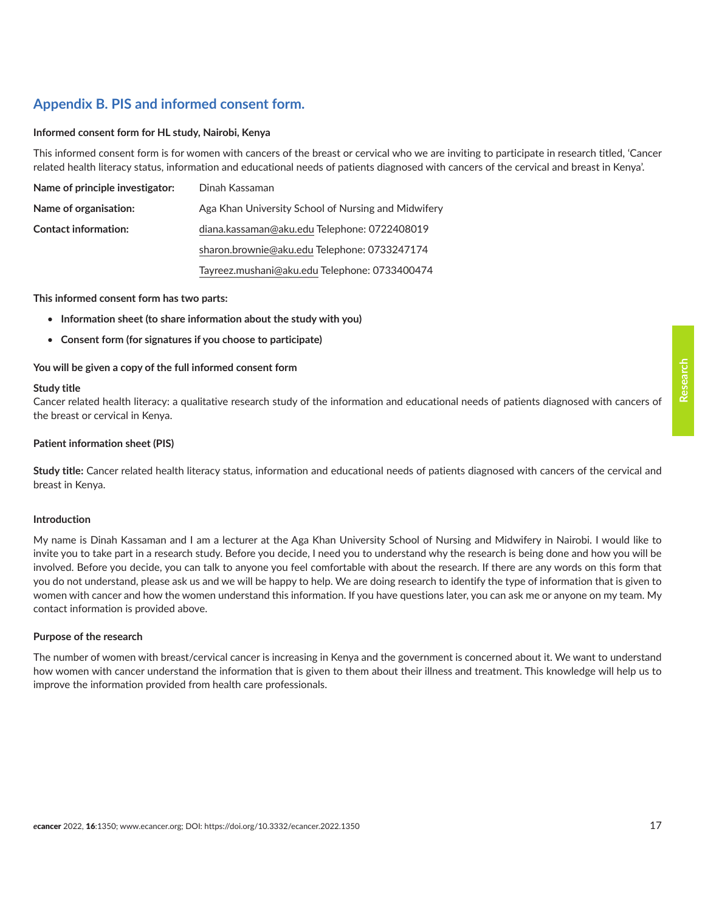## Appendix B. PIS and informed consent form.

**Informed consent form for HL study, Nairobi, Kenya**

This informed consent form is for women with cancers of the breast or cervical who we are inviting to participate in research titled, 'Cancer related health literacy status, information and educational needs of patients diagnosed with cancers of the cervical and breast in Kenya'.

| | |
|---|---|
| **Name of principle investigator:** | Dinah Kassaman |
| **Name of organisation:** | Aga Khan University School of Nursing and Midwifery |
| **Contact information:** | diana.kassaman@aku.edu Telephone: 0722408019 |
| | sharon.brownie@aku.edu Telephone: 0733247174 |
| | Tayreez.mushani@aku.edu Telephone: 0733400474 |

**This informed consent form has two parts:**

- **Information sheet (to share information about the study with you)**
- **Consent form (for signatures if you choose to participate)**

**You will be given a copy of the full informed consent form**

**Study title**
Cancer related health literacy: a qualitative research study of the information and educational needs of patients diagnosed with cancers of the breast or cervical in Kenya.

**Patient information sheet (PIS)**

**Study title:** Cancer related health literacy status, information and educational needs of patients diagnosed with cancers of the cervical and breast in Kenya.

**Introduction**

My name is Dinah Kassaman and I am a lecturer at the Aga Khan University School of Nursing and Midwifery in Nairobi. I would like to invite you to take part in a research study. Before you decide, I need you to understand why the research is being done and how you will be involved. Before you decide, you can talk to anyone you feel comfortable with about the research. If there are any words on this form that you do not understand, please ask us and we will be happy to help. We are doing research to identify the type of information that is given to women with cancer and how the women understand this information. If you have questions later, you can ask me or anyone on my team. My contact information is provided above.

**Purpose of the research**

The number of women with breast/cervical cancer is increasing in Kenya and the government is concerned about it. We want to understand how women with cancer understand the information that is given to them about their illness and treatment. This knowledge will help us to improve the information provided from health care professionals.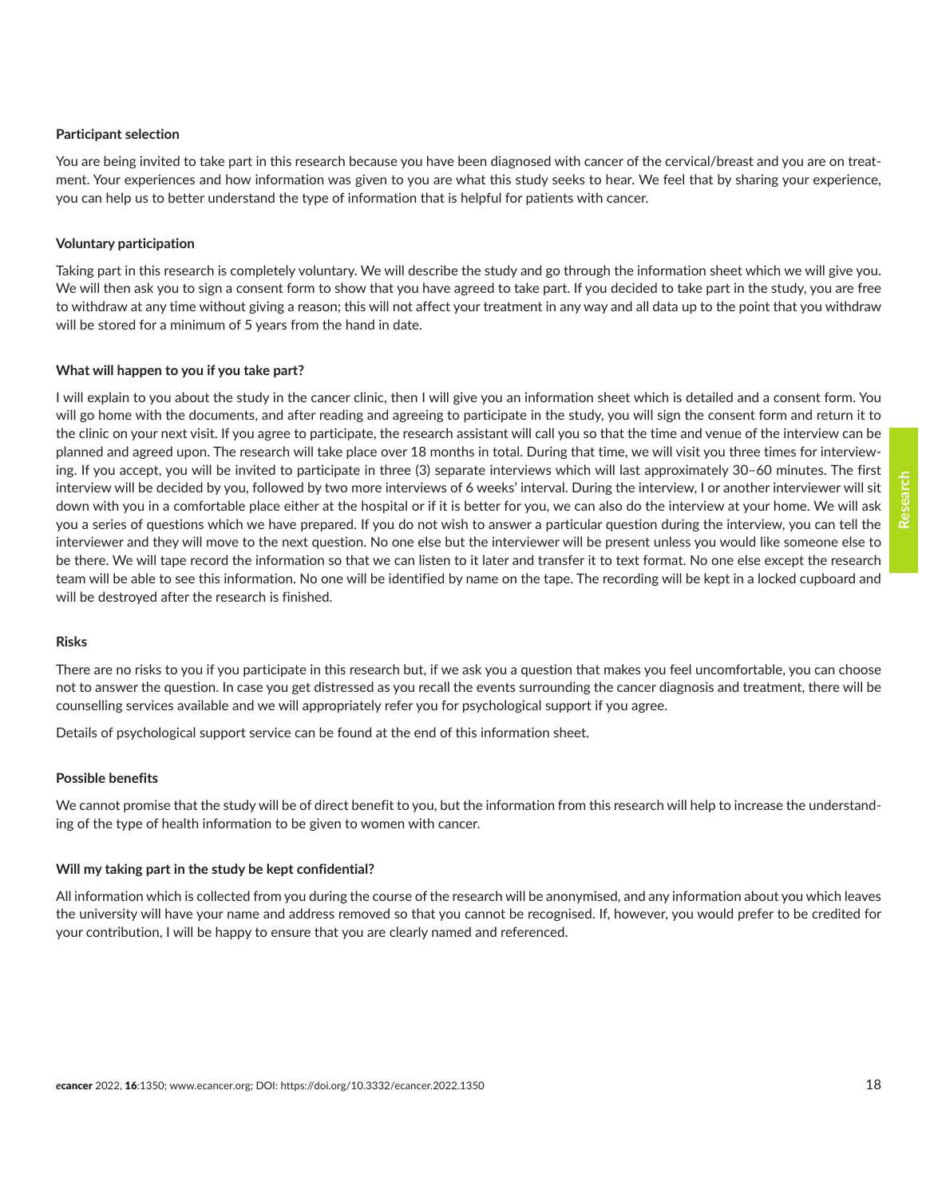**Participant selection**

You are being invited to take part in this research because you have been diagnosed with cancer of the cervical/breast and you are on treatment. Your experiences and how information was given to you are what this study seeks to hear. We feel that by sharing your experience, you can help us to better understand the type of information that is helpful for patients with cancer.

**Voluntary participation**

Taking part in this research is completely voluntary. We will describe the study and go through the information sheet which we will give you. We will then ask you to sign a consent form to show that you have agreed to take part. If you decided to take part in the study, you are free to withdraw at any time without giving a reason; this will not affect your treatment in any way and all data up to the point that you withdraw will be stored for a minimum of 5 years from the hand in date.

**What will happen to you if you take part?**

I will explain to you about the study in the cancer clinic, then I will give you an information sheet which is detailed and a consent form. You will go home with the documents, and after reading and agreeing to participate in the study, you will sign the consent form and return it to the clinic on your next visit. If you agree to participate, the research assistant will call you so that the time and venue of the interview can be planned and agreed upon. The research will take place over 18 months in total. During that time, we will visit you three times for interviewing. If you accept, you will be invited to participate in three (3) separate interviews which will last approximately 30–60 minutes. The first interview will be decided by you, followed by two more interviews of 6 weeks' interval. During the interview, I or another interviewer will sit down with you in a comfortable place either at the hospital or if it is better for you, we can also do the interview at your home. We will ask you a series of questions which we have prepared. If you do not wish to answer a particular question during the interview, you can tell the interviewer and they will move to the next question. No one else but the interviewer will be present unless you would like someone else to be there. We will tape record the information so that we can listen to it later and transfer it to text format. No one else except the research team will be able to see this information. No one will be identified by name on the tape. The recording will be kept in a locked cupboard and will be destroyed after the research is finished.

**Risks**

There are no risks to you if you participate in this research but, if we ask you a question that makes you feel uncomfortable, you can choose not to answer the question. In case you get distressed as you recall the events surrounding the cancer diagnosis and treatment, there will be counselling services available and we will appropriately refer you for psychological support if you agree.

Details of psychological support service can be found at the end of this information sheet.

**Possible benefits**

We cannot promise that the study will be of direct benefit to you, but the information from this research will help to increase the understanding of the type of health information to be given to women with cancer.

**Will my taking part in the study be kept confidential?**

All information which is collected from you during the course of the research will be anonymised, and any information about you which leaves the university will have your name and address removed so that you cannot be recognised. If, however, you would prefer to be credited for your contribution, I will be happy to ensure that you are clearly named and referenced.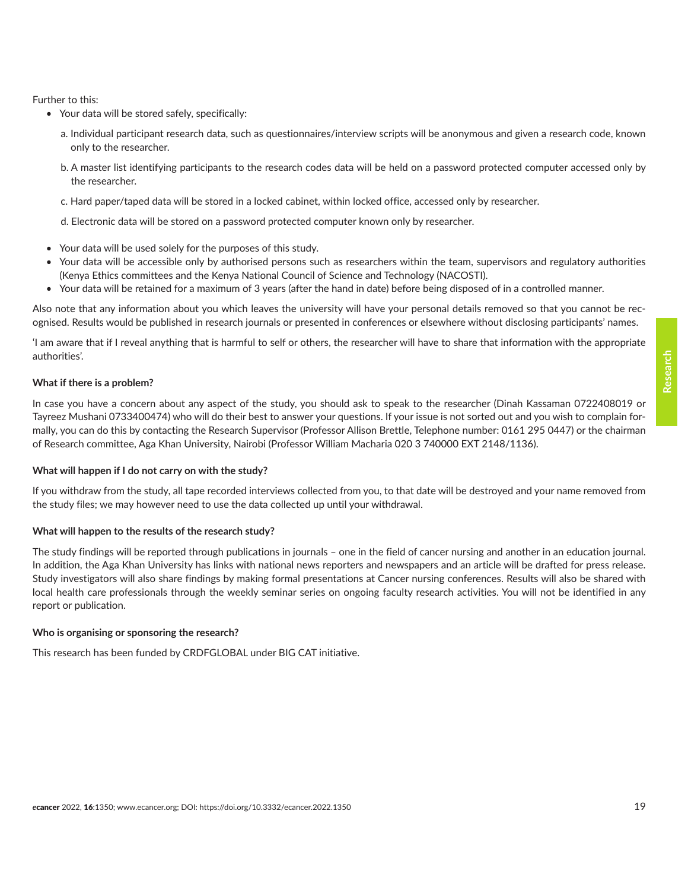Further to this:

- Your data will be stored safely, specifically:

  a. Individual participant research data, such as questionnaires/interview scripts will be anonymous and given a research code, known only to the researcher.

  b. A master list identifying participants to the research codes data will be held on a password protected computer accessed only by the researcher.

  c. Hard paper/taped data will be stored in a locked cabinet, within locked office, accessed only by researcher.

  d. Electronic data will be stored on a password protected computer known only by researcher.

- Your data will be used solely for the purposes of this study.
- Your data will be accessible only by authorised persons such as researchers within the team, supervisors and regulatory authorities (Kenya Ethics committees and the Kenya National Council of Science and Technology (NACOSTI).
- Your data will be retained for a maximum of 3 years (after the hand in date) before being disposed of in a controlled manner.

Also note that any information about you which leaves the university will have your personal details removed so that you cannot be recognised. Results would be published in research journals or presented in conferences or elsewhere without disclosing participants' names.

'I am aware that if I reveal anything that is harmful to self or others, the researcher will have to share that information with the appropriate authorities'.

**What if there is a problem?**

In case you have a concern about any aspect of the study, you should ask to speak to the researcher (Dinah Kassaman 0722408019 or Tayreez Mushani 0733400474) who will do their best to answer your questions. If your issue is not sorted out and you wish to complain formally, you can do this by contacting the Research Supervisor (Professor Allison Brettle, Telephone number: 0161 295 0447) or the chairman of Research committee, Aga Khan University, Nairobi (Professor William Macharia 020 3 740000 EXT 2148/1136).

**What will happen if I do not carry on with the study?**

If you withdraw from the study, all tape recorded interviews collected from you, to that date will be destroyed and your name removed from the study files; we may however need to use the data collected up until your withdrawal.

**What will happen to the results of the research study?**

The study findings will be reported through publications in journals – one in the field of cancer nursing and another in an education journal. In addition, the Aga Khan University has links with national news reporters and newspapers and an article will be drafted for press release. Study investigators will also share findings by making formal presentations at Cancer nursing conferences. Results will also be shared with local health care professionals through the weekly seminar series on ongoing faculty research activities. You will not be identified in any report or publication.

**Who is organising or sponsoring the research?**

This research has been funded by CRDFGLOBAL under BIG CAT initiative.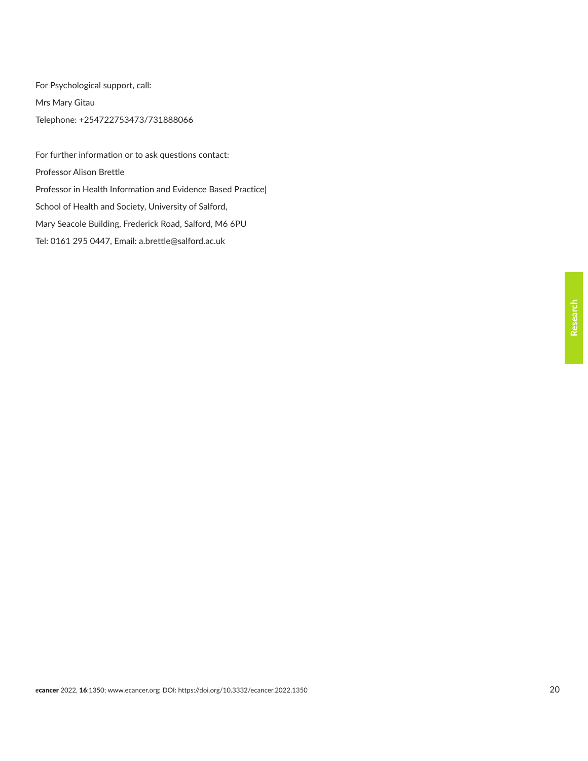For Psychological support, call:

Mrs Mary Gitau

Telephone: +254722753473/731888066

For further information or to ask questions contact:

Professor Alison Brettle

Professor in Health Information and Evidence Based Practice|

School of Health and Society, University of Salford,

Mary Seacole Building, Frederick Road, Salford, M6 6PU

Tel: 0161 295 0447, Email: a.brettle@salford.ac.uk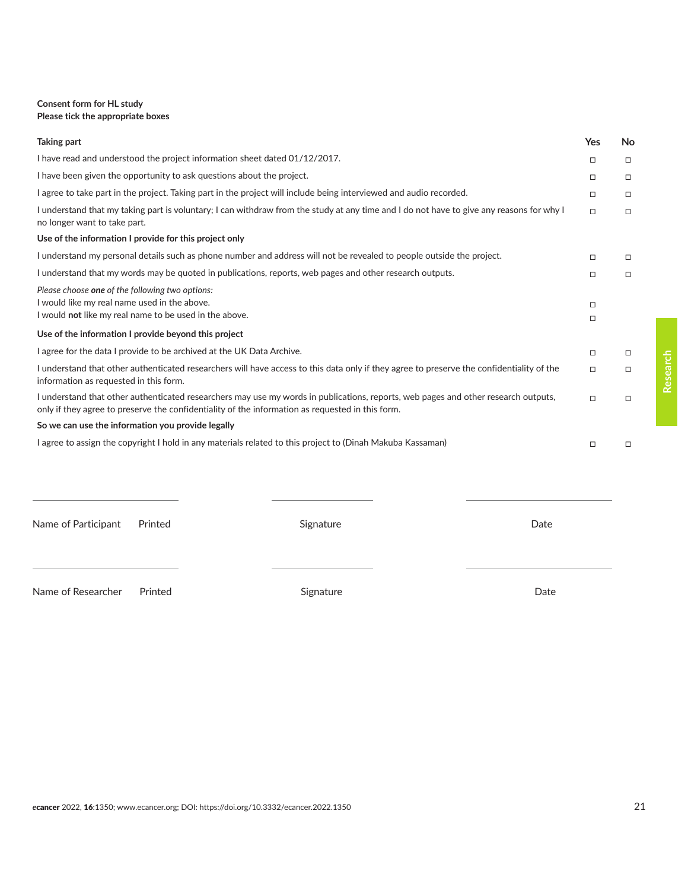**Consent form for HL study**
**Please tick the appropriate boxes**

| **Taking part** | **Yes** | **No** |
|---|---|---|
| I have read and understood the project information sheet dated 01/12/2017. | ☐ | ☐ |
| I have been given the opportunity to ask questions about the project. | ☐ | ☐ |
| I agree to take part in the project. Taking part in the project will include being interviewed and audio recorded. | ☐ | ☐ |
| I understand that my taking part is voluntary; I can withdraw from the study at any time and I do not have to give any reasons for why I no longer want to take part. | ☐ | ☐ |
| **Use of the information I provide for this project only** | | |
| I understand my personal details such as phone number and address will not be revealed to people outside the project. | ☐ | ☐ |
| I understand that my words may be quoted in publications, reports, web pages and other research outputs. | ☐ | ☐ |
| *Please choose **one** of the following two options:* | | |
| I would like my real name used in the above. | ☐ | |
| I would **not** like my real name to be used in the above. | ☐ | |
| **Use of the information I provide beyond this project** | | |
| I agree for the data I provide to be archived at the UK Data Archive. | ☐ | ☐ |
| I understand that other authenticated researchers will have access to this data only if they agree to preserve the confidentiality of the information as requested in this form. | ☐ | ☐ |
| I understand that other authenticated researchers may use my words in publications, reports, web pages and other research outputs, only if they agree to preserve the confidentiality of the information as requested in this form. | ☐ | ☐ |
| **So we can use the information you provide legally** | | |
| I agree to assign the copyright I hold in any materials related to this project to (Dinah Makuba Kassaman) | ☐ | ☐ |

\_\_\_\_\_\_\_\_\_\_\_\_\_\_\_\_\_\_\_\_\_\_\_\_ \_\_\_\_\_\_\_\_\_\_\_\_\_\_\_\_\_\_ \_\_\_\_\_\_\_\_\_\_\_\_\_\_\_\_\_\_\_\_\_\_\_\_

Name of Participant Printed Signature Date

\_\_\_\_\_\_\_\_\_\_\_\_\_\_\_\_\_\_\_\_\_\_\_\_ \_\_\_\_\_\_\_\_\_\_\_\_\_\_\_\_\_\_ \_\_\_\_\_\_\_\_\_\_\_\_\_\_\_\_\_\_\_\_\_\_\_\_

Name of Researcher Printed Signature Date